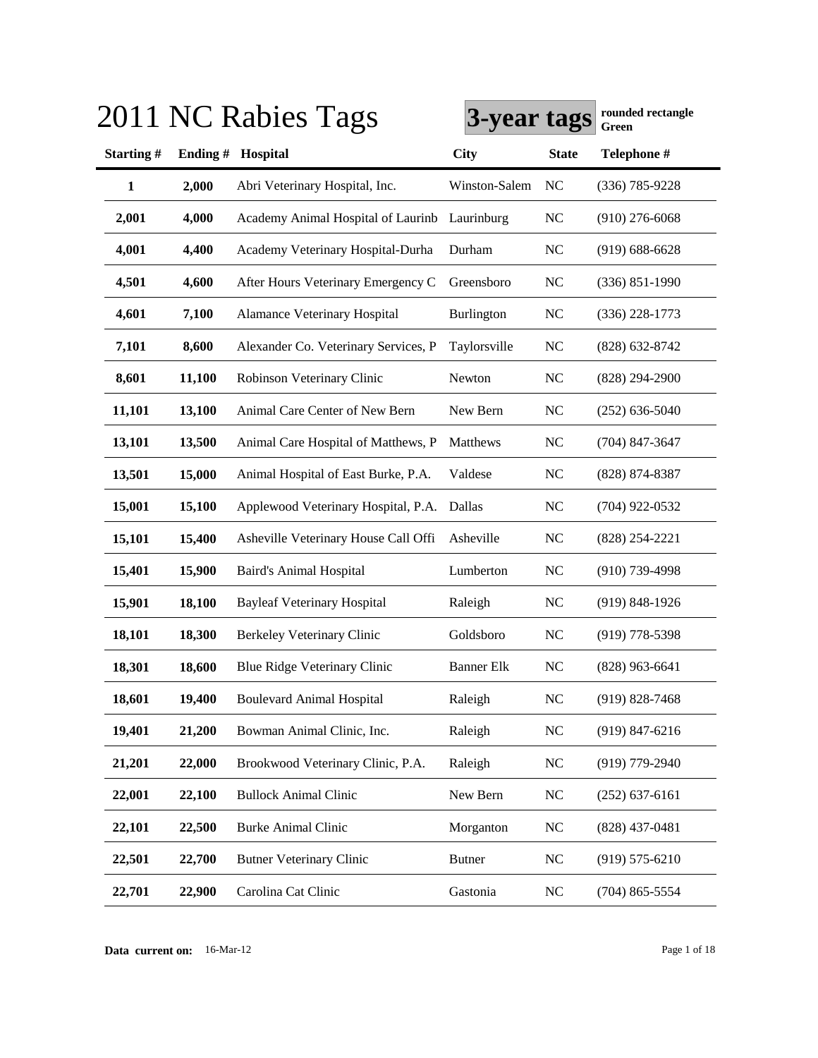# 2011 NC Rabies Tags

**3-year tags** **rounded rectangle Green**

| Starting # | Ending # | Hospital | City | State | Telephone # |
|---|---|---|---|---|---|
| **1** | **2,000** | Abri Veterinary Hospital, Inc. | Winston-Salem | NC | (336) 785-9228 |
| **2,001** | **4,000** | Academy Animal Hospital of Laurinb | Laurinburg | NC | (910) 276-6068 |
| **4,001** | **4,400** | Academy Veterinary Hospital-Durha | Durham | NC | (919) 688-6628 |
| **4,501** | **4,600** | After Hours Veterinary Emergency C | Greensboro | NC | (336) 851-1990 |
| **4,601** | **7,100** | Alamance Veterinary Hospital | Burlington | NC | (336) 228-1773 |
| **7,101** | **8,600** | Alexander Co. Veterinary Services, P | Taylorsville | NC | (828) 632-8742 |
| **8,601** | **11,100** | Robinson Veterinary Clinic | Newton | NC | (828) 294-2900 |
| **11,101** | **13,100** | Animal Care Center of New Bern | New Bern | NC | (252) 636-5040 |
| **13,101** | **13,500** | Animal Care Hospital of Matthews, P | Matthews | NC | (704) 847-3647 |
| **13,501** | **15,000** | Animal Hospital of East Burke, P.A. | Valdese | NC | (828) 874-8387 |
| **15,001** | **15,100** | Applewood Veterinary Hospital, P.A. | Dallas | NC | (704) 922-0532 |
| **15,101** | **15,400** | Asheville Veterinary House Call Offi | Asheville | NC | (828) 254-2221 |
| **15,401** | **15,900** | Baird's Animal Hospital | Lumberton | NC | (910) 739-4998 |
| **15,901** | **18,100** | Bayleaf Veterinary Hospital | Raleigh | NC | (919) 848-1926 |
| **18,101** | **18,300** | Berkeley Veterinary Clinic | Goldsboro | NC | (919) 778-5398 |
| **18,301** | **18,600** | Blue Ridge Veterinary Clinic | Banner Elk | NC | (828) 963-6641 |
| **18,601** | **19,400** | Boulevard Animal Hospital | Raleigh | NC | (919) 828-7468 |
| **19,401** | **21,200** | Bowman Animal Clinic, Inc. | Raleigh | NC | (919) 847-6216 |
| **21,201** | **22,000** | Brookwood Veterinary Clinic, P.A. | Raleigh | NC | (919) 779-2940 |
| **22,001** | **22,100** | Bullock Animal Clinic | New Bern | NC | (252) 637-6161 |
| **22,101** | **22,500** | Burke Animal Clinic | Morganton | NC | (828) 437-0481 |
| **22,501** | **22,700** | Butner Veterinary Clinic | Butner | NC | (919) 575-6210 |
| **22,701** | **22,900** | Carolina Cat Clinic | Gastonia | NC | (704) 865-5554 |

**Data current on:** 16-Mar-12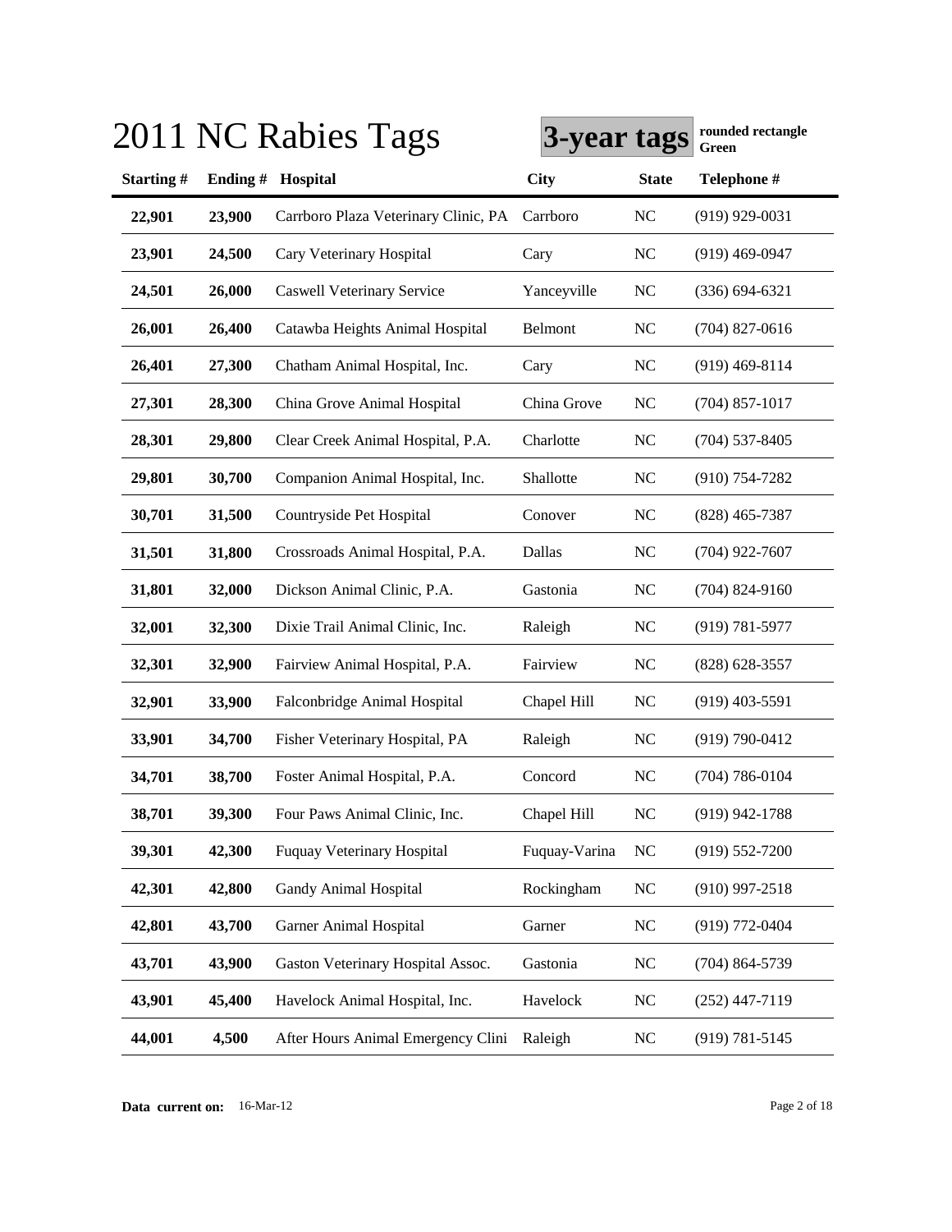# 2011 NC Rabies Tags

**3-year tags** **rounded rectangle Green**

| Starting # | Ending # | Hospital | City | State | Telephone # |
|---|---|---|---|---|---|
| **22,901** | **23,900** | Carrboro Plaza Veterinary Clinic, PA | Carrboro | NC | (919) 929-0031 |
| **23,901** | **24,500** | Cary Veterinary Hospital | Cary | NC | (919) 469-0947 |
| **24,501** | **26,000** | Caswell Veterinary Service | Yanceyville | NC | (336) 694-6321 |
| **26,001** | **26,400** | Catawba Heights Animal Hospital | Belmont | NC | (704) 827-0616 |
| **26,401** | **27,300** | Chatham Animal Hospital, Inc. | Cary | NC | (919) 469-8114 |
| **27,301** | **28,300** | China Grove Animal Hospital | China Grove | NC | (704) 857-1017 |
| **28,301** | **29,800** | Clear Creek Animal Hospital, P.A. | Charlotte | NC | (704) 537-8405 |
| **29,801** | **30,700** | Companion Animal Hospital, Inc. | Shallotte | NC | (910) 754-7282 |
| **30,701** | **31,500** | Countryside Pet Hospital | Conover | NC | (828) 465-7387 |
| **31,501** | **31,800** | Crossroads Animal Hospital, P.A. | Dallas | NC | (704) 922-7607 |
| **31,801** | **32,000** | Dickson Animal Clinic, P.A. | Gastonia | NC | (704) 824-9160 |
| **32,001** | **32,300** | Dixie Trail Animal Clinic, Inc. | Raleigh | NC | (919) 781-5977 |
| **32,301** | **32,900** | Fairview Animal Hospital, P.A. | Fairview | NC | (828) 628-3557 |
| **32,901** | **33,900** | Falconbridge Animal Hospital | Chapel Hill | NC | (919) 403-5591 |
| **33,901** | **34,700** | Fisher Veterinary Hospital, PA | Raleigh | NC | (919) 790-0412 |
| **34,701** | **38,700** | Foster Animal Hospital, P.A. | Concord | NC | (704) 786-0104 |
| **38,701** | **39,300** | Four Paws Animal Clinic, Inc. | Chapel Hill | NC | (919) 942-1788 |
| **39,301** | **42,300** | Fuquay Veterinary Hospital | Fuquay-Varina | NC | (919) 552-7200 |
| **42,301** | **42,800** | Gandy Animal Hospital | Rockingham | NC | (910) 997-2518 |
| **42,801** | **43,700** | Garner Animal Hospital | Garner | NC | (919) 772-0404 |
| **43,701** | **43,900** | Gaston Veterinary Hospital Assoc. | Gastonia | NC | (704) 864-5739 |
| **43,901** | **45,400** | Havelock Animal Hospital, Inc. | Havelock | NC | (252) 447-7119 |
| **44,001** | **4,500** | After Hours Animal Emergency Clini | Raleigh | NC | (919) 781-5145 |

**Data current on:** 16-Mar-12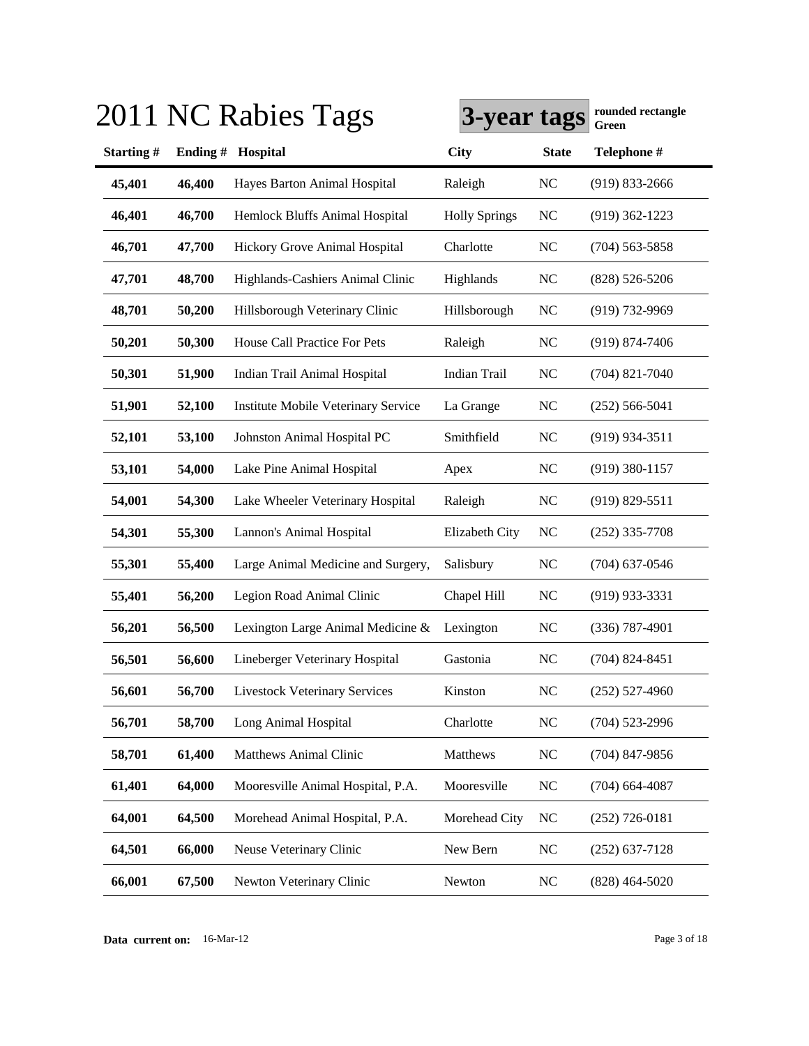# 2011 NC Rabies Tags

**3-year tags** **rounded rectangle Green**

| Starting # | Ending # | Hospital | City | State | Telephone # |
|---|---|---|---|---|---|
| **45,401** | **46,400** | Hayes Barton Animal Hospital | Raleigh | NC | (919) 833-2666 |
| **46,401** | **46,700** | Hemlock Bluffs Animal Hospital | Holly Springs | NC | (919) 362-1223 |
| **46,701** | **47,700** | Hickory Grove Animal Hospital | Charlotte | NC | (704) 563-5858 |
| **47,701** | **48,700** | Highlands-Cashiers Animal Clinic | Highlands | NC | (828) 526-5206 |
| **48,701** | **50,200** | Hillsborough Veterinary Clinic | Hillsborough | NC | (919) 732-9969 |
| **50,201** | **50,300** | House Call Practice For Pets | Raleigh | NC | (919) 874-7406 |
| **50,301** | **51,900** | Indian Trail Animal Hospital | Indian Trail | NC | (704) 821-7040 |
| **51,901** | **52,100** | Institute Mobile Veterinary Service | La Grange | NC | (252) 566-5041 |
| **52,101** | **53,100** | Johnston Animal Hospital PC | Smithfield | NC | (919) 934-3511 |
| **53,101** | **54,000** | Lake Pine Animal Hospital | Apex | NC | (919) 380-1157 |
| **54,001** | **54,300** | Lake Wheeler Veterinary Hospital | Raleigh | NC | (919) 829-5511 |
| **54,301** | **55,300** | Lannon's Animal Hospital | Elizabeth City | NC | (252) 335-7708 |
| **55,301** | **55,400** | Large Animal Medicine and Surgery, | Salisbury | NC | (704) 637-0546 |
| **55,401** | **56,200** | Legion Road Animal Clinic | Chapel Hill | NC | (919) 933-3331 |
| **56,201** | **56,500** | Lexington Large Animal Medicine & | Lexington | NC | (336) 787-4901 |
| **56,501** | **56,600** | Lineberger Veterinary Hospital | Gastonia | NC | (704) 824-8451 |
| **56,601** | **56,700** | Livestock Veterinary Services | Kinston | NC | (252) 527-4960 |
| **56,701** | **58,700** | Long Animal Hospital | Charlotte | NC | (704) 523-2996 |
| **58,701** | **61,400** | Matthews Animal Clinic | Matthews | NC | (704) 847-9856 |
| **61,401** | **64,000** | Mooresville Animal Hospital, P.A. | Mooresville | NC | (704) 664-4087 |
| **64,001** | **64,500** | Morehead Animal Hospital, P.A. | Morehead City | NC | (252) 726-0181 |
| **64,501** | **66,000** | Neuse Veterinary Clinic | New Bern | NC | (252) 637-7128 |
| **66,001** | **67,500** | Newton Veterinary Clinic | Newton | NC | (828) 464-5020 |

**Data current on:** 16-Mar-12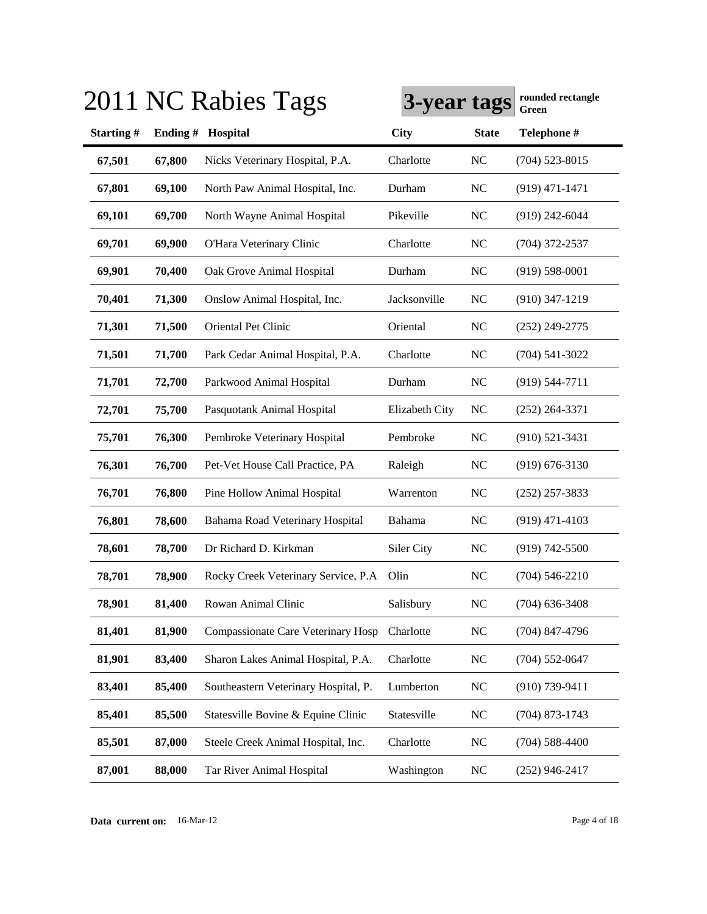# 2011 NC Rabies Tags

**3-year tags** **rounded rectangle Green**

| Starting # | Ending # | Hospital | City | State | Telephone # |
|---|---|---|---|---|---|
| 67,501 | 67,800 | Nicks Veterinary Hospital, P.A. | Charlotte | NC | (704) 523-8015 |
| 67,801 | 69,100 | North Paw Animal Hospital, Inc. | Durham | NC | (919) 471-1471 |
| 69,101 | 69,700 | North Wayne Animal Hospital | Pikeville | NC | (919) 242-6044 |
| 69,701 | 69,900 | O'Hara Veterinary Clinic | Charlotte | NC | (704) 372-2537 |
| 69,901 | 70,400 | Oak Grove Animal Hospital | Durham | NC | (919) 598-0001 |
| 70,401 | 71,300 | Onslow Animal Hospital, Inc. | Jacksonville | NC | (910) 347-1219 |
| 71,301 | 71,500 | Oriental Pet Clinic | Oriental | NC | (252) 249-2775 |
| 71,501 | 71,700 | Park Cedar Animal Hospital, P.A. | Charlotte | NC | (704) 541-3022 |
| 71,701 | 72,700 | Parkwood Animal Hospital | Durham | NC | (919) 544-7711 |
| 72,701 | 75,700 | Pasquotank Animal Hospital | Elizabeth City | NC | (252) 264-3371 |
| 75,701 | 76,300 | Pembroke Veterinary Hospital | Pembroke | NC | (910) 521-3431 |
| 76,301 | 76,700 | Pet-Vet House Call Practice, PA | Raleigh | NC | (919) 676-3130 |
| 76,701 | 76,800 | Pine Hollow Animal Hospital | Warrenton | NC | (252) 257-3833 |
| 76,801 | 78,600 | Bahama Road Veterinary Hospital | Bahama | NC | (919) 471-4103 |
| 78,601 | 78,700 | Dr Richard D. Kirkman | Siler City | NC | (919) 742-5500 |
| 78,701 | 78,900 | Rocky Creek Veterinary Service, P.A | Olin | NC | (704) 546-2210 |
| 78,901 | 81,400 | Rowan Animal Clinic | Salisbury | NC | (704) 636-3408 |
| 81,401 | 81,900 | Compassionate Care Veterinary Hosp | Charlotte | NC | (704) 847-4796 |
| 81,901 | 83,400 | Sharon Lakes Animal Hospital, P.A. | Charlotte | NC | (704) 552-0647 |
| 83,401 | 85,400 | Southeastern Veterinary Hospital, P. | Lumberton | NC | (910) 739-9411 |
| 85,401 | 85,500 | Statesville Bovine & Equine Clinic | Statesville | NC | (704) 873-1743 |
| 85,501 | 87,000 | Steele Creek Animal Hospital, Inc. | Charlotte | NC | (704) 588-4400 |
| 87,001 | 88,000 | Tar River Animal Hospital | Washington | NC | (252) 946-2417 |

**Data current on:** 16-Mar-12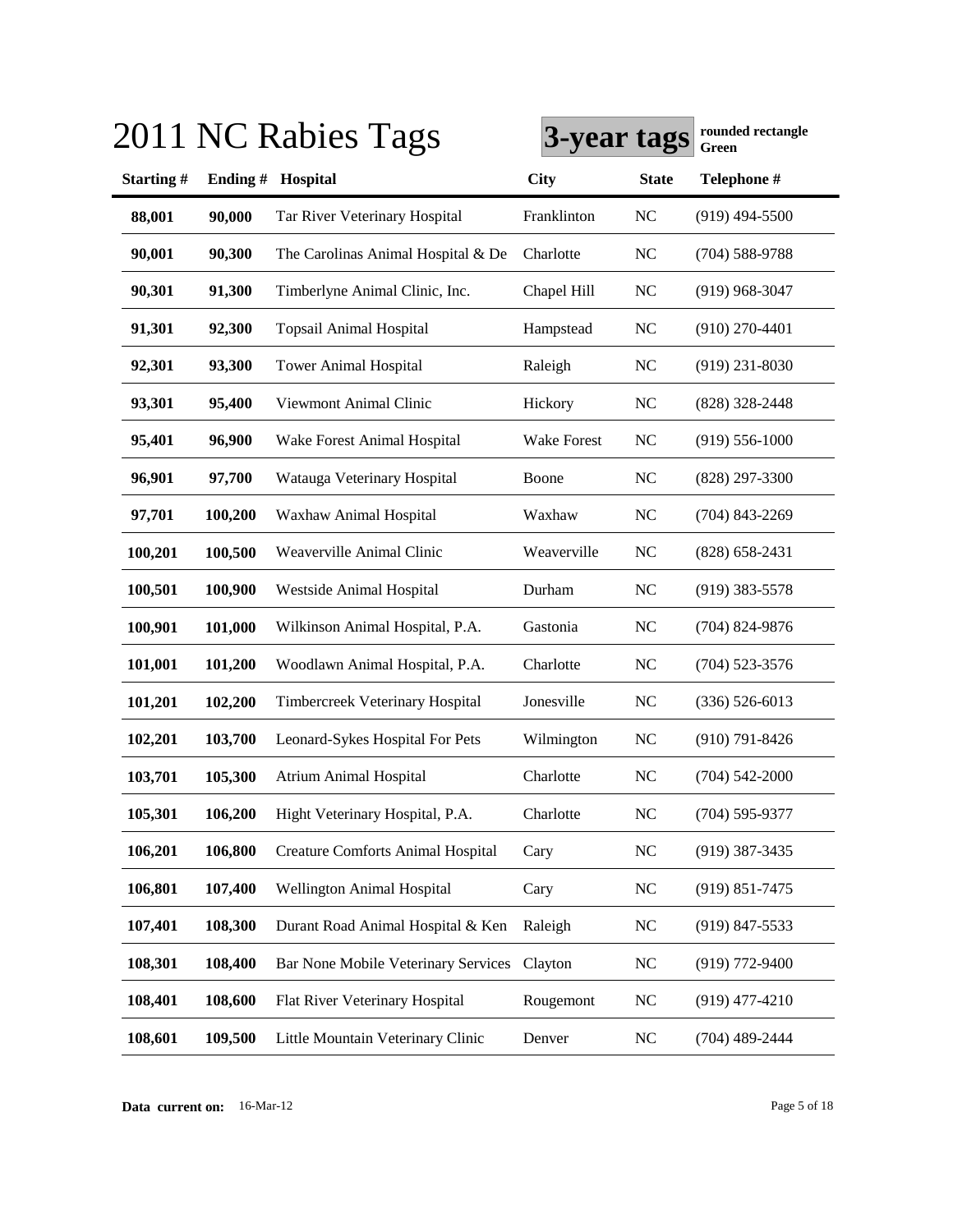# 2011 NC Rabies Tags

**3-year tags** **rounded rectangle Green**

| Starting # | Ending # | Hospital | City | State | Telephone # |
|---|---|---|---|---|---|
| **88,001** | **90,000** | Tar River Veterinary Hospital | Franklinton | NC | (919) 494-5500 |
| **90,001** | **90,300** | The Carolinas Animal Hospital & De | Charlotte | NC | (704) 588-9788 |
| **90,301** | **91,300** | Timberlyne Animal Clinic, Inc. | Chapel Hill | NC | (919) 968-3047 |
| **91,301** | **92,300** | Topsail Animal Hospital | Hampstead | NC | (910) 270-4401 |
| **92,301** | **93,300** | Tower Animal Hospital | Raleigh | NC | (919) 231-8030 |
| **93,301** | **95,400** | Viewmont Animal Clinic | Hickory | NC | (828) 328-2448 |
| **95,401** | **96,900** | Wake Forest Animal Hospital | Wake Forest | NC | (919) 556-1000 |
| **96,901** | **97,700** | Watauga Veterinary Hospital | Boone | NC | (828) 297-3300 |
| **97,701** | **100,200** | Waxhaw Animal Hospital | Waxhaw | NC | (704) 843-2269 |
| **100,201** | **100,500** | Weaverville Animal Clinic | Weaverville | NC | (828) 658-2431 |
| **100,501** | **100,900** | Westside Animal Hospital | Durham | NC | (919) 383-5578 |
| **100,901** | **101,000** | Wilkinson Animal Hospital, P.A. | Gastonia | NC | (704) 824-9876 |
| **101,001** | **101,200** | Woodlawn Animal Hospital, P.A. | Charlotte | NC | (704) 523-3576 |
| **101,201** | **102,200** | Timbercreek Veterinary Hospital | Jonesville | NC | (336) 526-6013 |
| **102,201** | **103,700** | Leonard-Sykes Hospital For Pets | Wilmington | NC | (910) 791-8426 |
| **103,701** | **105,300** | Atrium Animal Hospital | Charlotte | NC | (704) 542-2000 |
| **105,301** | **106,200** | Hight Veterinary Hospital, P.A. | Charlotte | NC | (704) 595-9377 |
| **106,201** | **106,800** | Creature Comforts Animal Hospital | Cary | NC | (919) 387-3435 |
| **106,801** | **107,400** | Wellington Animal Hospital | Cary | NC | (919) 851-7475 |
| **107,401** | **108,300** | Durant Road Animal Hospital & Ken | Raleigh | NC | (919) 847-5533 |
| **108,301** | **108,400** | Bar None Mobile Veterinary Services | Clayton | NC | (919) 772-9400 |
| **108,401** | **108,600** | Flat River Veterinary Hospital | Rougemont | NC | (919) 477-4210 |
| **108,601** | **109,500** | Little Mountain Veterinary Clinic | Denver | NC | (704) 489-2444 |

**Data current on:** 16-Mar-12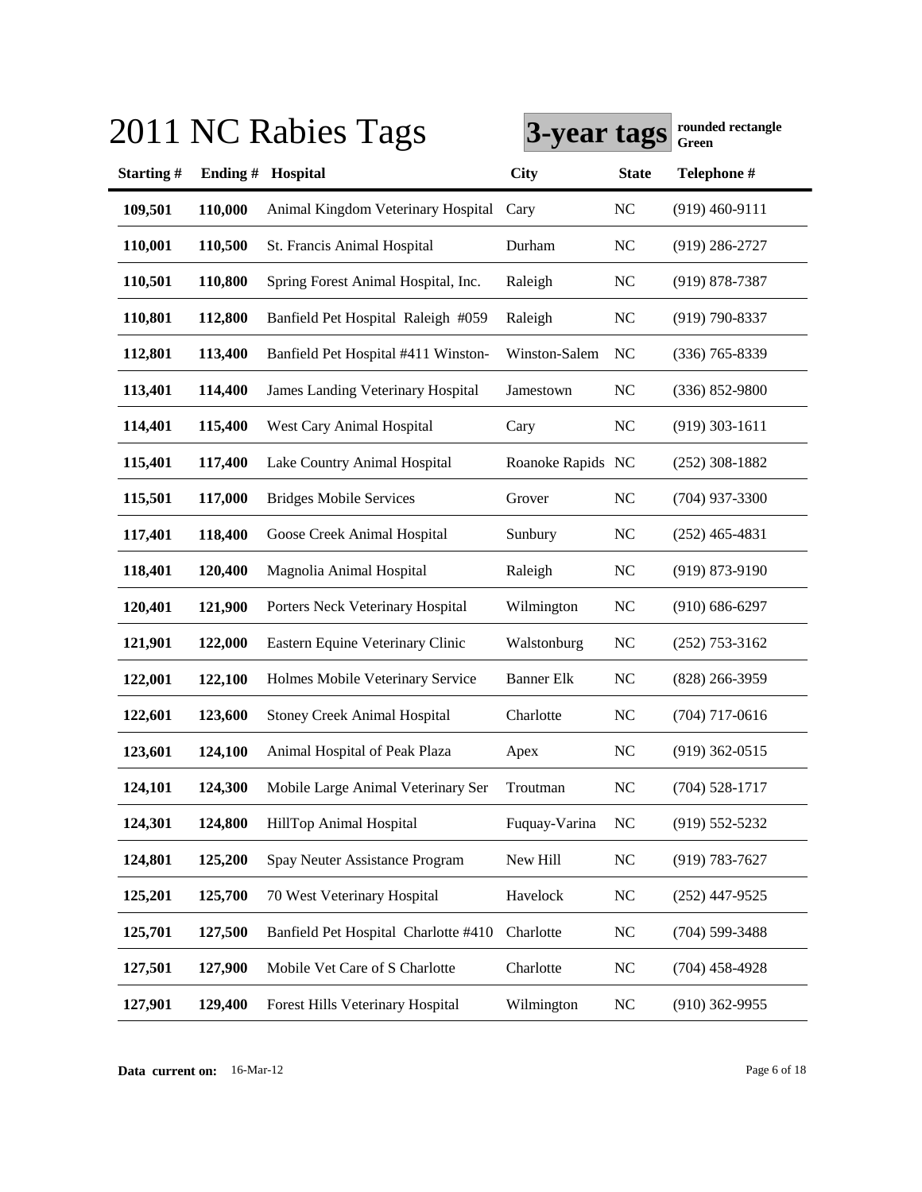# 2011 NC Rabies Tags

**3-year tags** **rounded rectangle Green**

| Starting # | Ending # | Hospital | City | State | Telephone # |
|---|---|---|---|---|---|
| **109,501** | **110,000** | Animal Kingdom Veterinary Hospital | Cary | NC | (919) 460-9111 |
| **110,001** | **110,500** | St. Francis Animal Hospital | Durham | NC | (919) 286-2727 |
| **110,501** | **110,800** | Spring Forest Animal Hospital, Inc. | Raleigh | NC | (919) 878-7387 |
| **110,801** | **112,800** | Banfield Pet Hospital Raleigh #059 | Raleigh | NC | (919) 790-8337 |
| **112,801** | **113,400** | Banfield Pet Hospital #411 Winston- | Winston-Salem | NC | (336) 765-8339 |
| **113,401** | **114,400** | James Landing Veterinary Hospital | Jamestown | NC | (336) 852-9800 |
| **114,401** | **115,400** | West Cary Animal Hospital | Cary | NC | (919) 303-1611 |
| **115,401** | **117,400** | Lake Country Animal Hospital | Roanoke Rapids | NC | (252) 308-1882 |
| **115,501** | **117,000** | Bridges Mobile Services | Grover | NC | (704) 937-3300 |
| **117,401** | **118,400** | Goose Creek Animal Hospital | Sunbury | NC | (252) 465-4831 |
| **118,401** | **120,400** | Magnolia Animal Hospital | Raleigh | NC | (919) 873-9190 |
| **120,401** | **121,900** | Porters Neck Veterinary Hospital | Wilmington | NC | (910) 686-6297 |
| **121,901** | **122,000** | Eastern Equine Veterinary Clinic | Walstonburg | NC | (252) 753-3162 |
| **122,001** | **122,100** | Holmes Mobile Veterinary Service | Banner Elk | NC | (828) 266-3959 |
| **122,601** | **123,600** | Stoney Creek Animal Hospital | Charlotte | NC | (704) 717-0616 |
| **123,601** | **124,100** | Animal Hospital of Peak Plaza | Apex | NC | (919) 362-0515 |
| **124,101** | **124,300** | Mobile Large Animal Veterinary Ser | Troutman | NC | (704) 528-1717 |
| **124,301** | **124,800** | HillTop Animal Hospital | Fuquay-Varina | NC | (919) 552-5232 |
| **124,801** | **125,200** | Spay Neuter Assistance Program | New Hill | NC | (919) 783-7627 |
| **125,201** | **125,700** | 70 West Veterinary Hospital | Havelock | NC | (252) 447-9525 |
| **125,701** | **127,500** | Banfield Pet Hospital Charlotte #410 | Charlotte | NC | (704) 599-3488 |
| **127,501** | **127,900** | Mobile Vet Care of S Charlotte | Charlotte | NC | (704) 458-4928 |
| **127,901** | **129,400** | Forest Hills Veterinary Hospital | Wilmington | NC | (910) 362-9955 |

**Data current on:** 16-Mar-12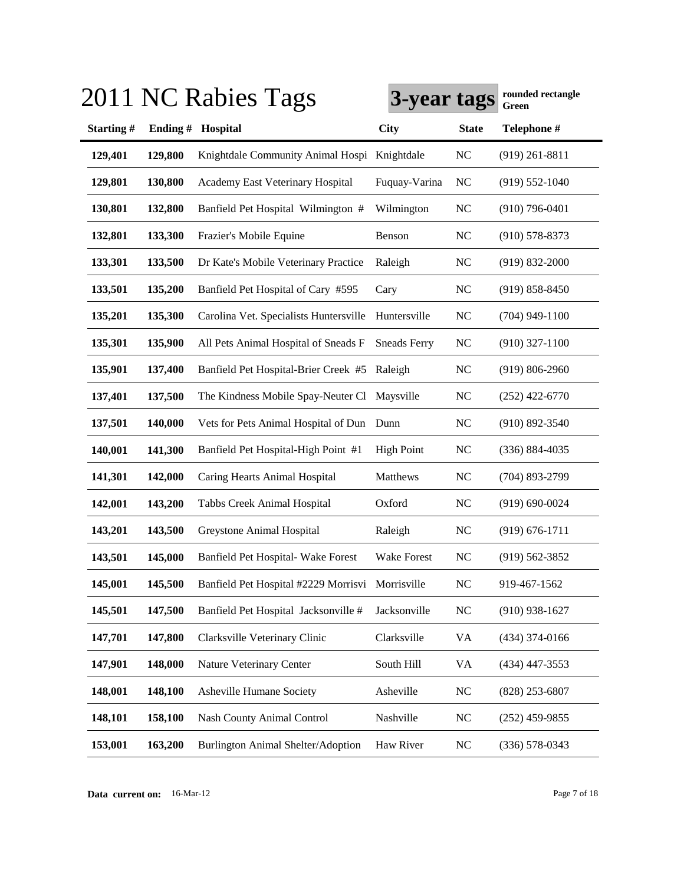# 2011 NC Rabies Tags

**3-year tags** **rounded rectangle Green**

| Starting # | Ending # | Hospital | City | State | Telephone # |
|---|---|---|---|---|---|
| **129,401** | **129,800** | Knightdale Community Animal Hospi | Knightdale | NC | (919) 261-8811 |
| **129,801** | **130,800** | Academy East Veterinary Hospital | Fuquay-Varina | NC | (919) 552-1040 |
| **130,801** | **132,800** | Banfield Pet Hospital Wilmington # | Wilmington | NC | (910) 796-0401 |
| **132,801** | **133,300** | Frazier's Mobile Equine | Benson | NC | (910) 578-8373 |
| **133,301** | **133,500** | Dr Kate's Mobile Veterinary Practice | Raleigh | NC | (919) 832-2000 |
| **133,501** | **135,200** | Banfield Pet Hospital of Cary #595 | Cary | NC | (919) 858-8450 |
| **135,201** | **135,300** | Carolina Vet. Specialists Huntersville | Huntersville | NC | (704) 949-1100 |
| **135,301** | **135,900** | All Pets Animal Hospital of Sneads F | Sneads Ferry | NC | (910) 327-1100 |
| **135,901** | **137,400** | Banfield Pet Hospital-Brier Creek #5 | Raleigh | NC | (919) 806-2960 |
| **137,401** | **137,500** | The Kindness Mobile Spay-Neuter Cl | Maysville | NC | (252) 422-6770 |
| **137,501** | **140,000** | Vets for Pets Animal Hospital of Dun | Dunn | NC | (910) 892-3540 |
| **140,001** | **141,300** | Banfield Pet Hospital-High Point #1 | High Point | NC | (336) 884-4035 |
| **141,301** | **142,000** | Caring Hearts Animal Hospital | Matthews | NC | (704) 893-2799 |
| **142,001** | **143,200** | Tabbs Creek Animal Hospital | Oxford | NC | (919) 690-0024 |
| **143,201** | **143,500** | Greystone Animal Hospital | Raleigh | NC | (919) 676-1711 |
| **143,501** | **145,000** | Banfield Pet Hospital- Wake Forest | Wake Forest | NC | (919) 562-3852 |
| **145,001** | **145,500** | Banfield Pet Hospital #2229 Morrisvi | Morrisville | NC | 919-467-1562 |
| **145,501** | **147,500** | Banfield Pet Hospital Jacksonville # | Jacksonville | NC | (910) 938-1627 |
| **147,701** | **147,800** | Clarksville Veterinary Clinic | Clarksville | VA | (434) 374-0166 |
| **147,901** | **148,000** | Nature Veterinary Center | South Hill | VA | (434) 447-3553 |
| **148,001** | **148,100** | Asheville Humane Society | Asheville | NC | (828) 253-6807 |
| **148,101** | **158,100** | Nash County Animal Control | Nashville | NC | (252) 459-9855 |
| **153,001** | **163,200** | Burlington Animal Shelter/Adoption | Haw River | NC | (336) 578-0343 |

**Data current on:** 16-Mar-12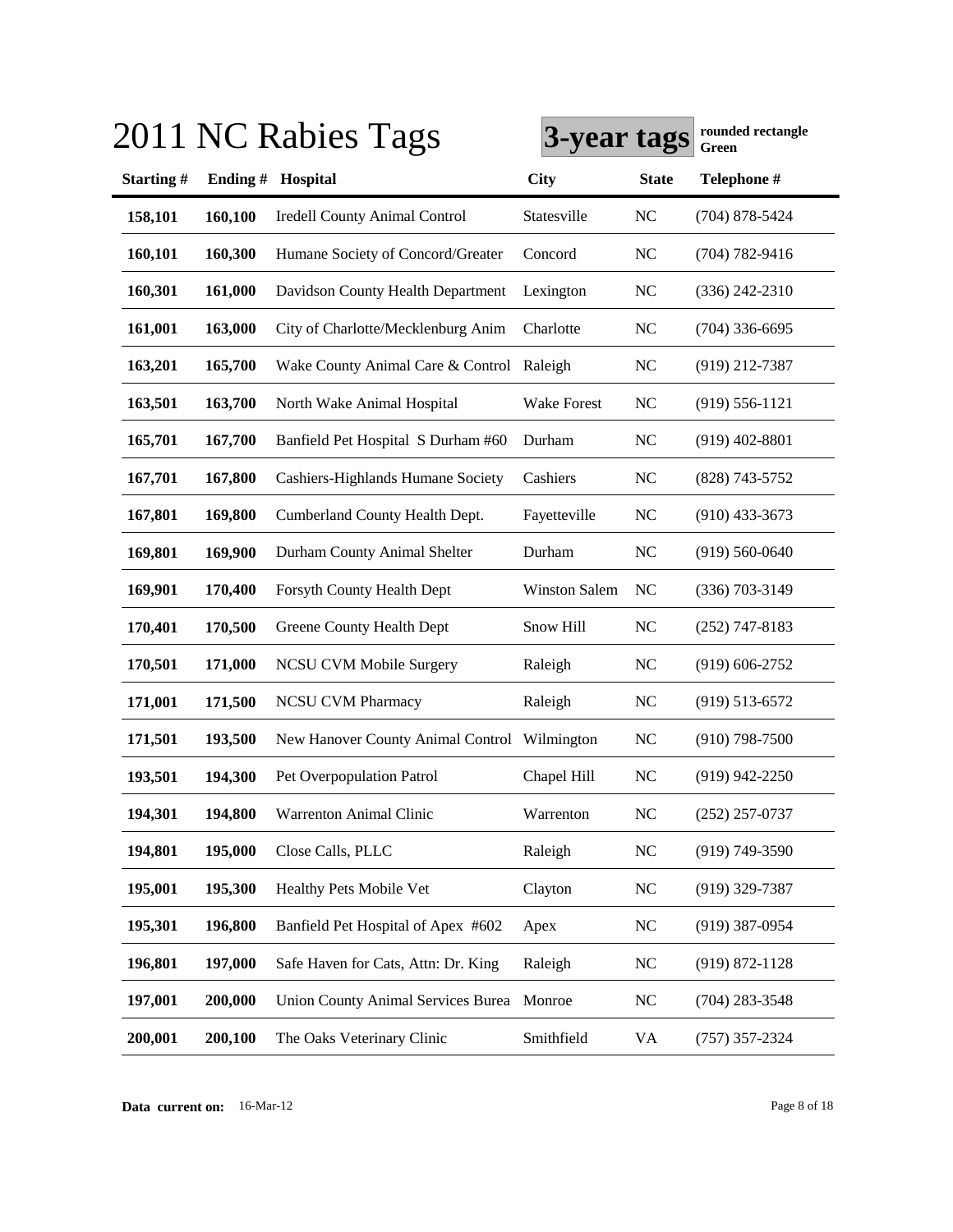# 2011 NC Rabies Tags

**3-year tags** **rounded rectangle Green**

| Starting # | Ending # | Hospital | City | State | Telephone # |
|---|---|---|---|---|---|
| **158,101** | **160,100** | Iredell County Animal Control | Statesville | NC | (704) 878-5424 |
| **160,101** | **160,300** | Humane Society of Concord/Greater | Concord | NC | (704) 782-9416 |
| **160,301** | **161,000** | Davidson County Health Department | Lexington | NC | (336) 242-2310 |
| **161,001** | **163,000** | City of Charlotte/Mecklenburg Anim | Charlotte | NC | (704) 336-6695 |
| **163,201** | **165,700** | Wake County Animal Care & Control | Raleigh | NC | (919) 212-7387 |
| **163,501** | **163,700** | North Wake Animal Hospital | Wake Forest | NC | (919) 556-1121 |
| **165,701** | **167,700** | Banfield Pet Hospital S Durham #60 | Durham | NC | (919) 402-8801 |
| **167,701** | **167,800** | Cashiers-Highlands Humane Society | Cashiers | NC | (828) 743-5752 |
| **167,801** | **169,800** | Cumberland County Health Dept. | Fayetteville | NC | (910) 433-3673 |
| **169,801** | **169,900** | Durham County Animal Shelter | Durham | NC | (919) 560-0640 |
| **169,901** | **170,400** | Forsyth County Health Dept | Winston Salem | NC | (336) 703-3149 |
| **170,401** | **170,500** | Greene County Health Dept | Snow Hill | NC | (252) 747-8183 |
| **170,501** | **171,000** | NCSU CVM Mobile Surgery | Raleigh | NC | (919) 606-2752 |
| **171,001** | **171,500** | NCSU CVM Pharmacy | Raleigh | NC | (919) 513-6572 |
| **171,501** | **193,500** | New Hanover County Animal Control | Wilmington | NC | (910) 798-7500 |
| **193,501** | **194,300** | Pet Overpopulation Patrol | Chapel Hill | NC | (919) 942-2250 |
| **194,301** | **194,800** | Warrenton Animal Clinic | Warrenton | NC | (252) 257-0737 |
| **194,801** | **195,000** | Close Calls, PLLC | Raleigh | NC | (919) 749-3590 |
| **195,001** | **195,300** | Healthy Pets Mobile Vet | Clayton | NC | (919) 329-7387 |
| **195,301** | **196,800** | Banfield Pet Hospital of Apex #602 | Apex | NC | (919) 387-0954 |
| **196,801** | **197,000** | Safe Haven for Cats, Attn: Dr. King | Raleigh | NC | (919) 872-1128 |
| **197,001** | **200,000** | Union County Animal Services Burea | Monroe | NC | (704) 283-3548 |
| **200,001** | **200,100** | The Oaks Veterinary Clinic | Smithfield | VA | (757) 357-2324 |

**Data current on:** 16-Mar-12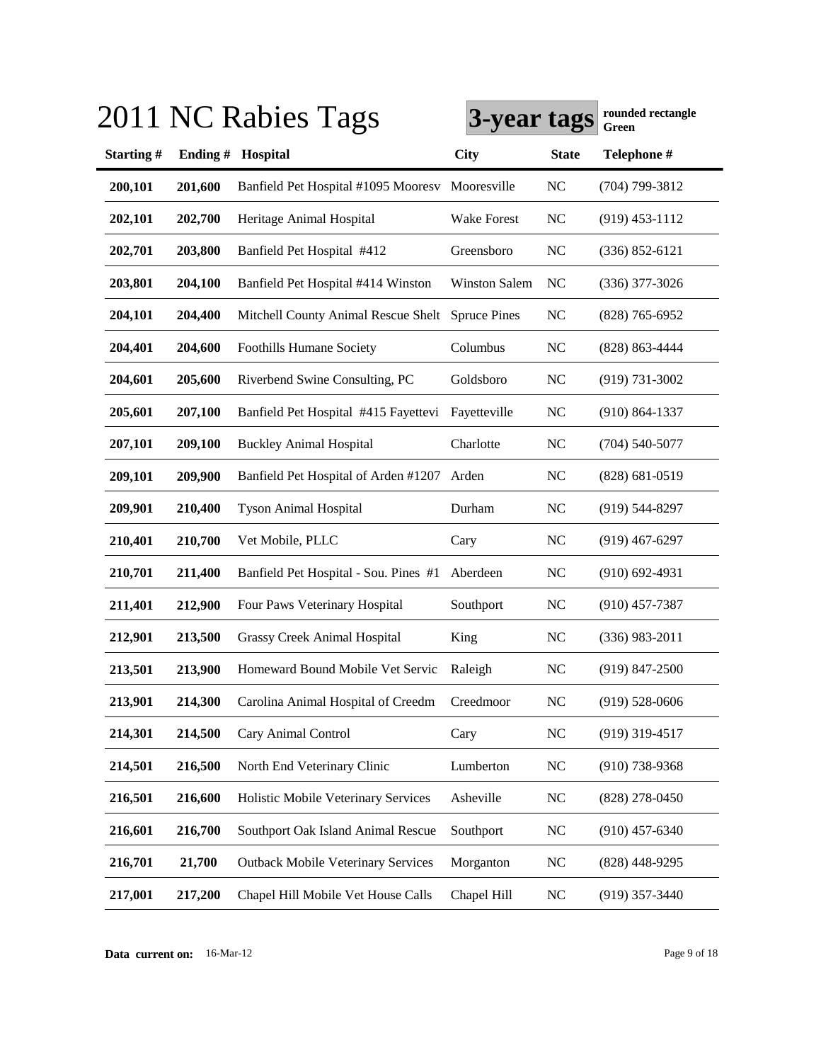# 2011 NC Rabies Tags

**3-year tags** **rounded rectangle Green**

| Starting # | Ending # | Hospital | City | State | Telephone # |
|---|---|---|---|---|---|
| 200,101 | 201,600 | Banfield Pet Hospital #1095 Mooresv | Mooresville | NC | (704) 799-3812 |
| 202,101 | 202,700 | Heritage Animal Hospital | Wake Forest | NC | (919) 453-1112 |
| 202,701 | 203,800 | Banfield Pet Hospital #412 | Greensboro | NC | (336) 852-6121 |
| 203,801 | 204,100 | Banfield Pet Hospital #414 Winston | Winston Salem | NC | (336) 377-3026 |
| 204,101 | 204,400 | Mitchell County Animal Rescue Shelt | Spruce Pines | NC | (828) 765-6952 |
| 204,401 | 204,600 | Foothills Humane Society | Columbus | NC | (828) 863-4444 |
| 204,601 | 205,600 | Riverbend Swine Consulting, PC | Goldsboro | NC | (919) 731-3002 |
| 205,601 | 207,100 | Banfield Pet Hospital #415 Fayettevi | Fayetteville | NC | (910) 864-1337 |
| 207,101 | 209,100 | Buckley Animal Hospital | Charlotte | NC | (704) 540-5077 |
| 209,101 | 209,900 | Banfield Pet Hospital of Arden #1207 | Arden | NC | (828) 681-0519 |
| 209,901 | 210,400 | Tyson Animal Hospital | Durham | NC | (919) 544-8297 |
| 210,401 | 210,700 | Vet Mobile, PLLC | Cary | NC | (919) 467-6297 |
| 210,701 | 211,400 | Banfield Pet Hospital - Sou. Pines #1 | Aberdeen | NC | (910) 692-4931 |
| 211,401 | 212,900 | Four Paws Veterinary Hospital | Southport | NC | (910) 457-7387 |
| 212,901 | 213,500 | Grassy Creek Animal Hospital | King | NC | (336) 983-2011 |
| 213,501 | 213,900 | Homeward Bound Mobile Vet Servic | Raleigh | NC | (919) 847-2500 |
| 213,901 | 214,300 | Carolina Animal Hospital of Creedm | Creedmoor | NC | (919) 528-0606 |
| 214,301 | 214,500 | Cary Animal Control | Cary | NC | (919) 319-4517 |
| 214,501 | 216,500 | North End Veterinary Clinic | Lumberton | NC | (910) 738-9368 |
| 216,501 | 216,600 | Holistic Mobile Veterinary Services | Asheville | NC | (828) 278-0450 |
| 216,601 | 216,700 | Southport Oak Island Animal Rescue | Southport | NC | (910) 457-6340 |
| 216,701 | 21,700 | Outback Mobile Veterinary Services | Morganton | NC | (828) 448-9295 |
| 217,001 | 217,200 | Chapel Hill Mobile Vet House Calls | Chapel Hill | NC | (919) 357-3440 |

**Data current on:** 16-Mar-12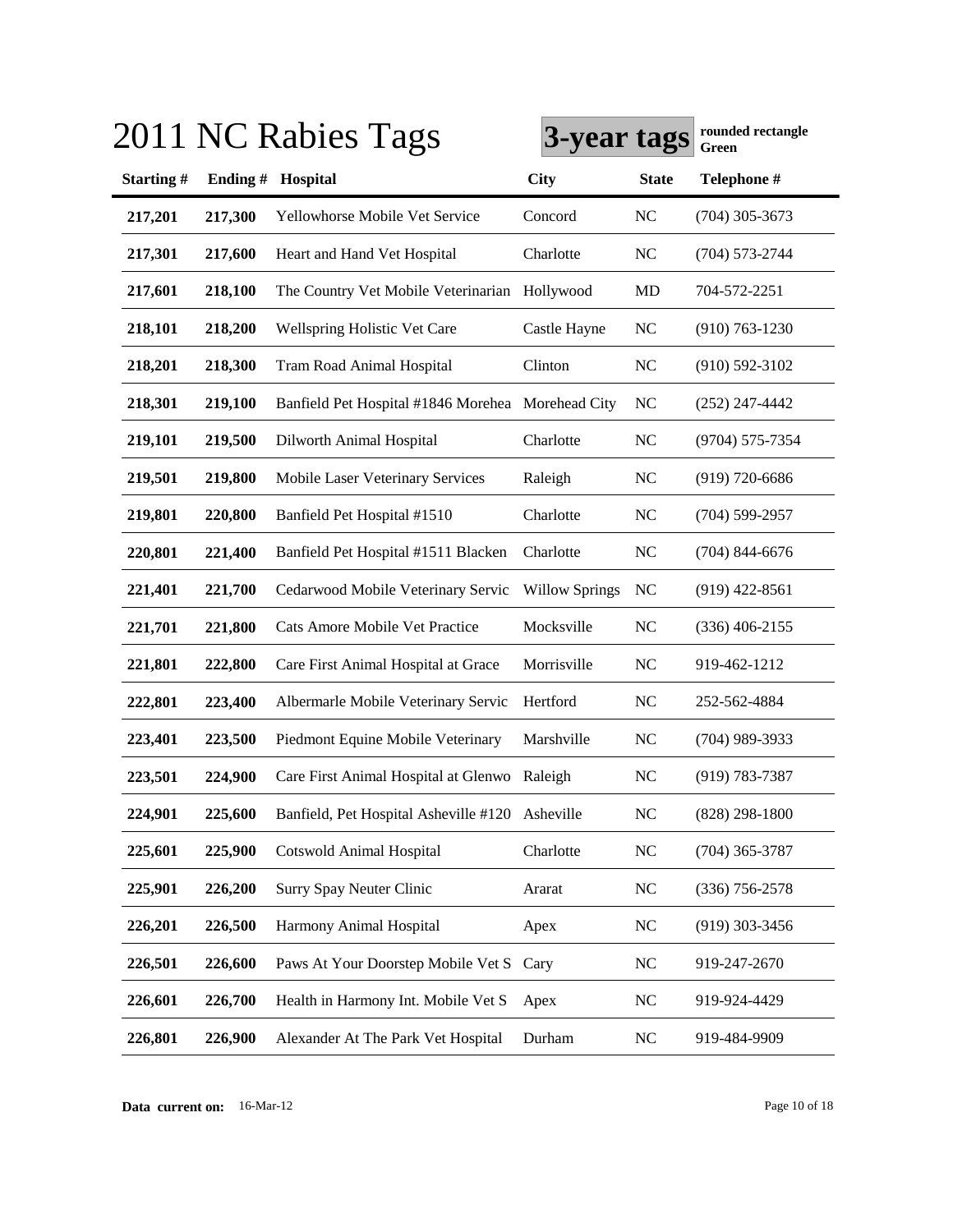# 2011 NC Rabies Tags

**3-year tags** **rounded rectangle Green**

| Starting # | Ending # | Hospital | City | State | Telephone # |
|---|---|---|---|---|---|
| 217,201 | 217,300 | Yellowhorse Mobile Vet Service | Concord | NC | (704) 305-3673 |
| 217,301 | 217,600 | Heart and Hand Vet Hospital | Charlotte | NC | (704) 573-2744 |
| 217,601 | 218,100 | The Country Vet Mobile Veterinarian | Hollywood | MD | 704-572-2251 |
| 218,101 | 218,200 | Wellspring Holistic Vet Care | Castle Hayne | NC | (910) 763-1230 |
| 218,201 | 218,300 | Tram Road Animal Hospital | Clinton | NC | (910) 592-3102 |
| 218,301 | 219,100 | Banfield Pet Hospital #1846 Morehea | Morehead City | NC | (252) 247-4442 |
| 219,101 | 219,500 | Dilworth Animal Hospital | Charlotte | NC | (9704) 575-7354 |
| 219,501 | 219,800 | Mobile Laser Veterinary Services | Raleigh | NC | (919) 720-6686 |
| 219,801 | 220,800 | Banfield Pet Hospital #1510 | Charlotte | NC | (704) 599-2957 |
| 220,801 | 221,400 | Banfield Pet Hospital #1511 Blacken | Charlotte | NC | (704) 844-6676 |
| 221,401 | 221,700 | Cedarwood Mobile Veterinary Servic | Willow Springs | NC | (919) 422-8561 |
| 221,701 | 221,800 | Cats Amore Mobile Vet Practice | Mocksville | NC | (336) 406-2155 |
| 221,801 | 222,800 | Care First Animal Hospital at Grace | Morrisville | NC | 919-462-1212 |
| 222,801 | 223,400 | Albermarle Mobile Veterinary Servic | Hertford | NC | 252-562-4884 |
| 223,401 | 223,500 | Piedmont Equine Mobile Veterinary | Marshville | NC | (704) 989-3933 |
| 223,501 | 224,900 | Care First Animal Hospital at Glenwo | Raleigh | NC | (919) 783-7387 |
| 224,901 | 225,600 | Banfield, Pet Hospital Asheville #120 | Asheville | NC | (828) 298-1800 |
| 225,601 | 225,900 | Cotswold Animal Hospital | Charlotte | NC | (704) 365-3787 |
| 225,901 | 226,200 | Surry Spay Neuter Clinic | Ararat | NC | (336) 756-2578 |
| 226,201 | 226,500 | Harmony Animal Hospital | Apex | NC | (919) 303-3456 |
| 226,501 | 226,600 | Paws At Your Doorstep Mobile Vet S | Cary | NC | 919-247-2670 |
| 226,601 | 226,700 | Health in Harmony Int. Mobile Vet S | Apex | NC | 919-924-4429 |
| 226,801 | 226,900 | Alexander At The Park Vet Hospital | Durham | NC | 919-484-9909 |

**Data current on:** 16-Mar-12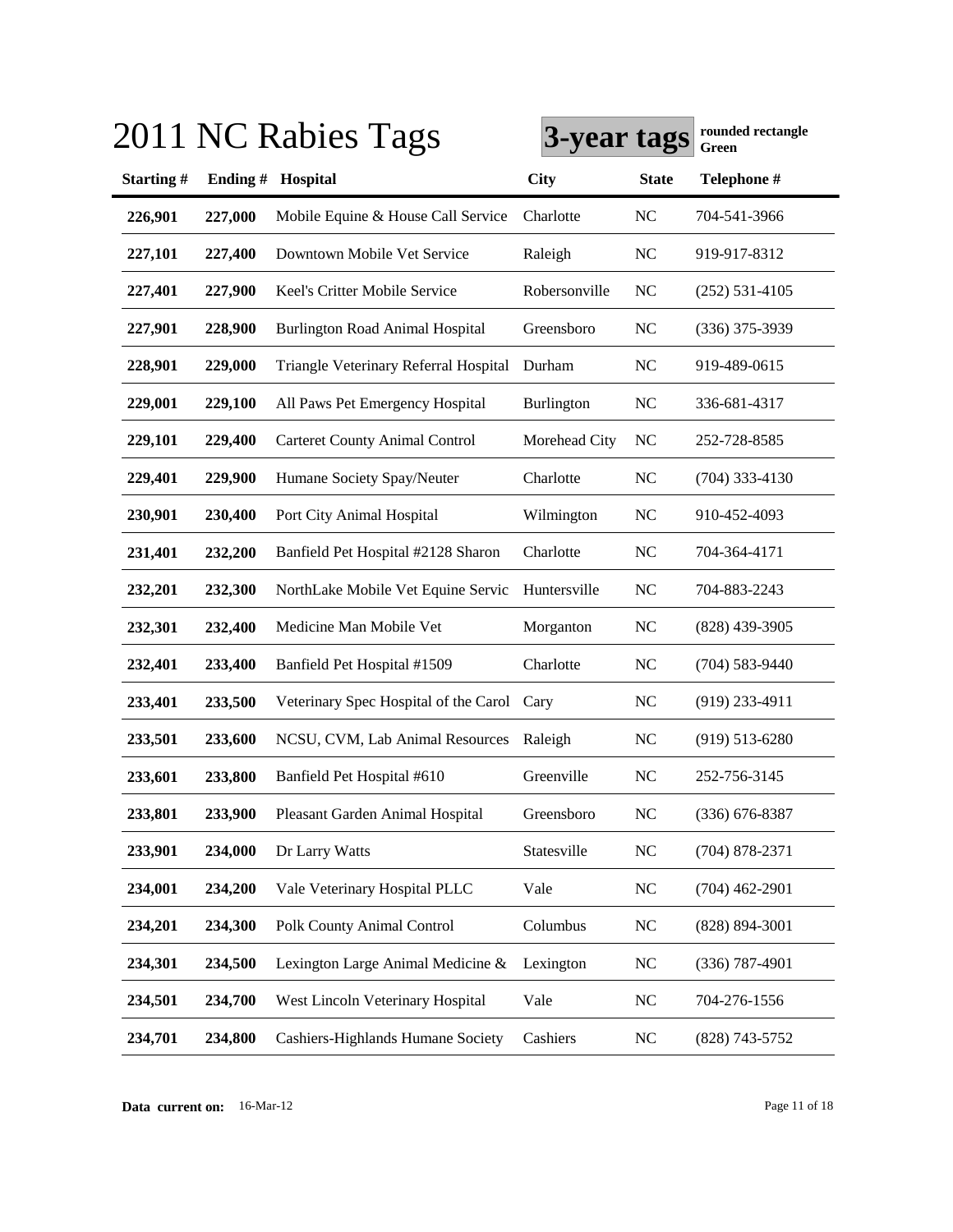# 2011 NC Rabies Tags

**3-year tags** **rounded rectangle Green**

| Starting # | Ending # | Hospital | City | State | Telephone # |
|---|---|---|---|---|---|
| 226,901 | 227,000 | Mobile Equine & House Call Service | Charlotte | NC | 704-541-3966 |
| 227,101 | 227,400 | Downtown Mobile Vet Service | Raleigh | NC | 919-917-8312 |
| 227,401 | 227,900 | Keel's Critter Mobile Service | Robersonville | NC | (252) 531-4105 |
| 227,901 | 228,900 | Burlington Road Animal Hospital | Greensboro | NC | (336) 375-3939 |
| 228,901 | 229,000 | Triangle Veterinary Referral Hospital | Durham | NC | 919-489-0615 |
| 229,001 | 229,100 | All Paws Pet Emergency Hospital | Burlington | NC | 336-681-4317 |
| 229,101 | 229,400 | Carteret County Animal Control | Morehead City | NC | 252-728-8585 |
| 229,401 | 229,900 | Humane Society Spay/Neuter | Charlotte | NC | (704) 333-4130 |
| 230,901 | 230,400 | Port City Animal Hospital | Wilmington | NC | 910-452-4093 |
| 231,401 | 232,200 | Banfield Pet Hospital #2128 Sharon | Charlotte | NC | 704-364-4171 |
| 232,201 | 232,300 | NorthLake Mobile Vet Equine Servic | Huntersville | NC | 704-883-2243 |
| 232,301 | 232,400 | Medicine Man Mobile Vet | Morganton | NC | (828) 439-3905 |
| 232,401 | 233,400 | Banfield Pet Hospital #1509 | Charlotte | NC | (704) 583-9440 |
| 233,401 | 233,500 | Veterinary Spec Hospital of the Carol | Cary | NC | (919) 233-4911 |
| 233,501 | 233,600 | NCSU, CVM, Lab Animal Resources | Raleigh | NC | (919) 513-6280 |
| 233,601 | 233,800 | Banfield Pet Hospital #610 | Greenville | NC | 252-756-3145 |
| 233,801 | 233,900 | Pleasant Garden Animal Hospital | Greensboro | NC | (336) 676-8387 |
| 233,901 | 234,000 | Dr Larry Watts | Statesville | NC | (704) 878-2371 |
| 234,001 | 234,200 | Vale Veterinary Hospital PLLC | Vale | NC | (704) 462-2901 |
| 234,201 | 234,300 | Polk County Animal Control | Columbus | NC | (828) 894-3001 |
| 234,301 | 234,500 | Lexington Large Animal Medicine & | Lexington | NC | (336) 787-4901 |
| 234,501 | 234,700 | West Lincoln Veterinary Hospital | Vale | NC | 704-276-1556 |
| 234,701 | 234,800 | Cashiers-Highlands Humane Society | Cashiers | NC | (828) 743-5752 |

**Data current on:** 16-Mar-12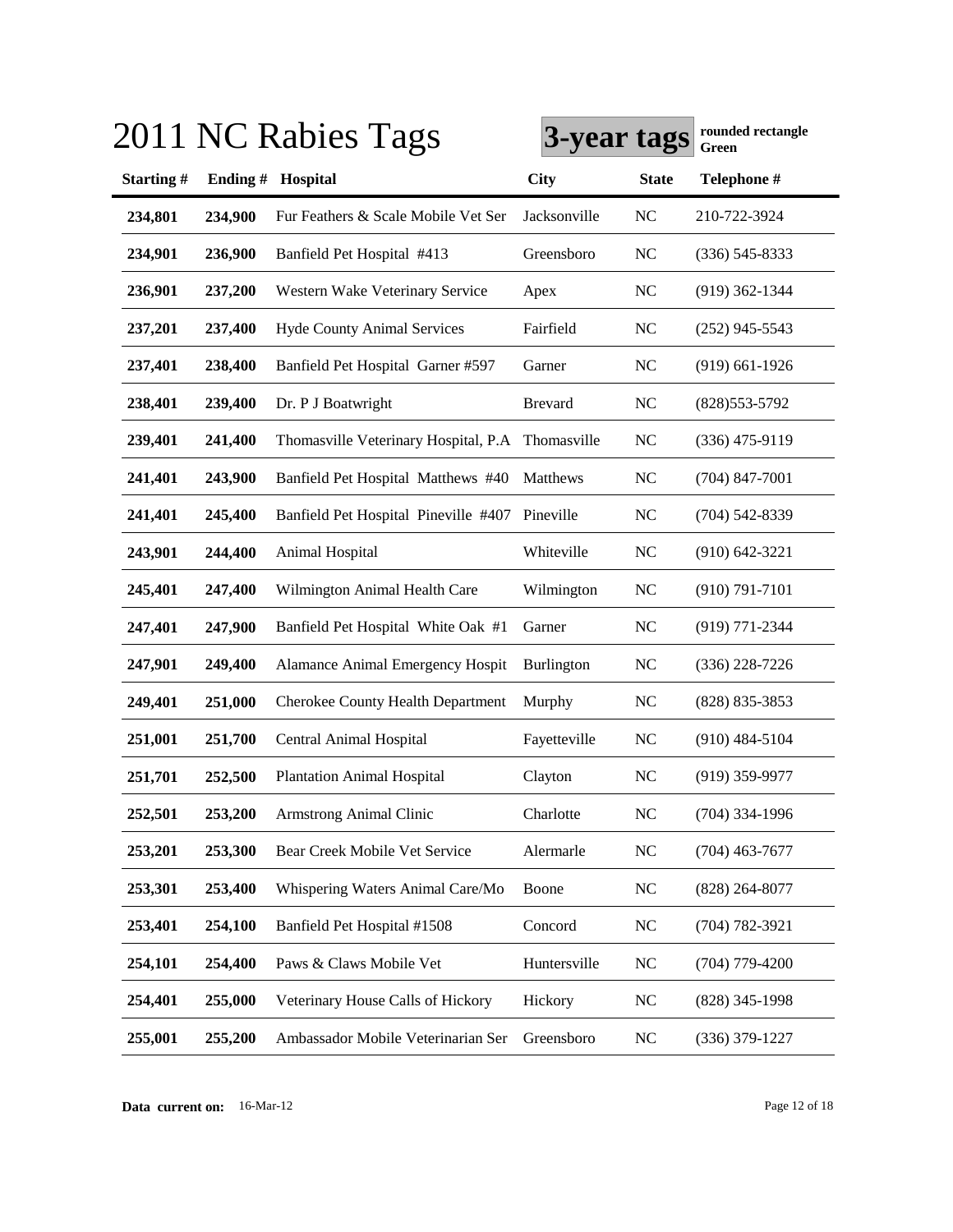# 2011 NC Rabies Tags

**3-year tags** **rounded rectangle Green**

| Starting # | Ending # | Hospital | City | State | Telephone # |
|---|---|---|---|---|---|
| **234,801** | **234,900** | Fur Feathers & Scale Mobile Vet Ser | Jacksonville | NC | 210-722-3924 |
| **234,901** | **236,900** | Banfield Pet Hospital #413 | Greensboro | NC | (336) 545-8333 |
| **236,901** | **237,200** | Western Wake Veterinary Service | Apex | NC | (919) 362-1344 |
| **237,201** | **237,400** | Hyde County Animal Services | Fairfield | NC | (252) 945-5543 |
| **237,401** | **238,400** | Banfield Pet Hospital Garner #597 | Garner | NC | (919) 661-1926 |
| **238,401** | **239,400** | Dr. P J Boatwright | Brevard | NC | (828)553-5792 |
| **239,401** | **241,400** | Thomasville Veterinary Hospital, P.A | Thomasville | NC | (336) 475-9119 |
| **241,401** | **243,900** | Banfield Pet Hospital Matthews #40 | Matthews | NC | (704) 847-7001 |
| **241,401** | **245,400** | Banfield Pet Hospital Pineville #407 | Pineville | NC | (704) 542-8339 |
| **243,901** | **244,400** | Animal Hospital | Whiteville | NC | (910) 642-3221 |
| **245,401** | **247,400** | Wilmington Animal Health Care | Wilmington | NC | (910) 791-7101 |
| **247,401** | **247,900** | Banfield Pet Hospital White Oak #1 | Garner | NC | (919) 771-2344 |
| **247,901** | **249,400** | Alamance Animal Emergency Hospit | Burlington | NC | (336) 228-7226 |
| **249,401** | **251,000** | Cherokee County Health Department | Murphy | NC | (828) 835-3853 |
| **251,001** | **251,700** | Central Animal Hospital | Fayetteville | NC | (910) 484-5104 |
| **251,701** | **252,500** | Plantation Animal Hospital | Clayton | NC | (919) 359-9977 |
| **252,501** | **253,200** | Armstrong Animal Clinic | Charlotte | NC | (704) 334-1996 |
| **253,201** | **253,300** | Bear Creek Mobile Vet Service | Alermarle | NC | (704) 463-7677 |
| **253,301** | **253,400** | Whispering Waters Animal Care/Mo | Boone | NC | (828) 264-8077 |
| **253,401** | **254,100** | Banfield Pet Hospital #1508 | Concord | NC | (704) 782-3921 |
| **254,101** | **254,400** | Paws & Claws Mobile Vet | Huntersville | NC | (704) 779-4200 |
| **254,401** | **255,000** | Veterinary House Calls of Hickory | Hickory | NC | (828) 345-1998 |
| **255,001** | **255,200** | Ambassador Mobile Veterinarian Ser | Greensboro | NC | (336) 379-1227 |

**Data current on:** 16-Mar-12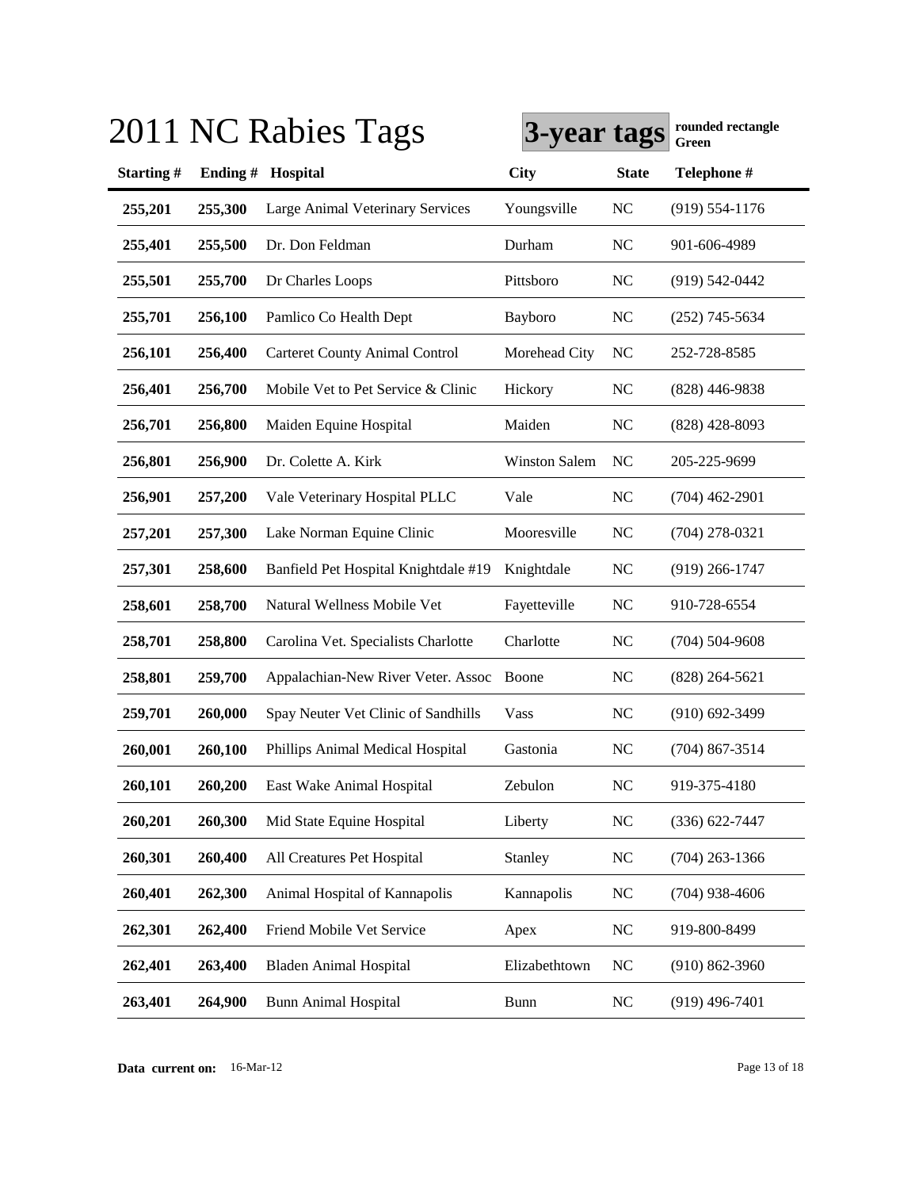# 2011 NC Rabies Tags

**3-year tags** **rounded rectangle Green**

| Starting # | Ending # | Hospital | City | State | Telephone # |
|---|---|---|---|---|---|
| 255,201 | 255,300 | Large Animal Veterinary Services | Youngsville | NC | (919) 554-1176 |
| 255,401 | 255,500 | Dr. Don Feldman | Durham | NC | 901-606-4989 |
| 255,501 | 255,700 | Dr Charles Loops | Pittsboro | NC | (919) 542-0442 |
| 255,701 | 256,100 | Pamlico Co Health Dept | Bayboro | NC | (252) 745-5634 |
| 256,101 | 256,400 | Carteret County Animal Control | Morehead City | NC | 252-728-8585 |
| 256,401 | 256,700 | Mobile Vet to Pet Service & Clinic | Hickory | NC | (828) 446-9838 |
| 256,701 | 256,800 | Maiden Equine Hospital | Maiden | NC | (828) 428-8093 |
| 256,801 | 256,900 | Dr. Colette A. Kirk | Winston Salem | NC | 205-225-9699 |
| 256,901 | 257,200 | Vale Veterinary Hospital PLLC | Vale | NC | (704) 462-2901 |
| 257,201 | 257,300 | Lake Norman Equine Clinic | Mooresville | NC | (704) 278-0321 |
| 257,301 | 258,600 | Banfield Pet Hospital Knightdale #19 | Knightdale | NC | (919) 266-1747 |
| 258,601 | 258,700 | Natural Wellness Mobile Vet | Fayetteville | NC | 910-728-6554 |
| 258,701 | 258,800 | Carolina Vet. Specialists Charlotte | Charlotte | NC | (704) 504-9608 |
| 258,801 | 259,700 | Appalachian-New River Veter. Assoc | Boone | NC | (828) 264-5621 |
| 259,701 | 260,000 | Spay Neuter Vet Clinic of Sandhills | Vass | NC | (910) 692-3499 |
| 260,001 | 260,100 | Phillips Animal Medical Hospital | Gastonia | NC | (704) 867-3514 |
| 260,101 | 260,200 | East Wake Animal Hospital | Zebulon | NC | 919-375-4180 |
| 260,201 | 260,300 | Mid State Equine Hospital | Liberty | NC | (336) 622-7447 |
| 260,301 | 260,400 | All Creatures Pet Hospital | Stanley | NC | (704) 263-1366 |
| 260,401 | 262,300 | Animal Hospital of Kannapolis | Kannapolis | NC | (704) 938-4606 |
| 262,301 | 262,400 | Friend Mobile Vet Service | Apex | NC | 919-800-8499 |
| 262,401 | 263,400 | Bladen Animal Hospital | Elizabethtown | NC | (910) 862-3960 |
| 263,401 | 264,900 | Bunn Animal Hospital | Bunn | NC | (919) 496-7401 |

**Data current on:** 16-Mar-12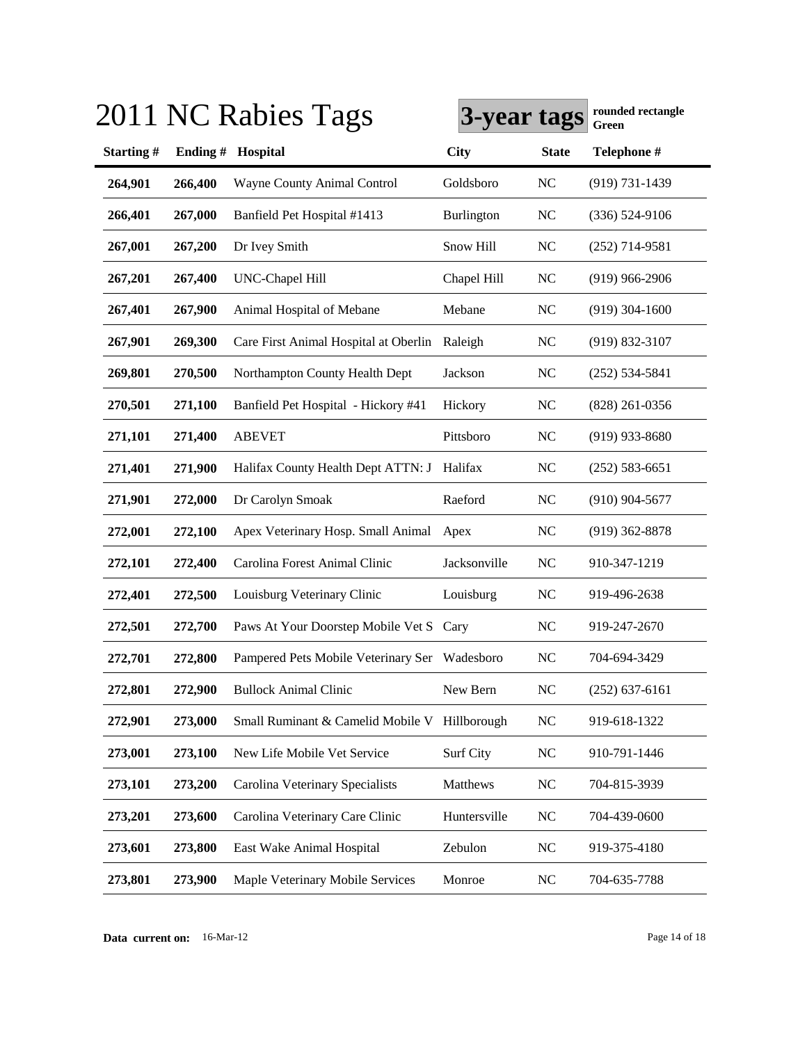# 2011 NC Rabies Tags

**3-year tags** **rounded rectangle Green**

| Starting # | Ending # | Hospital | City | State | Telephone # |
|---|---|---|---|---|---|
| 264,901 | 266,400 | Wayne County Animal Control | Goldsboro | NC | (919) 731-1439 |
| 266,401 | 267,000 | Banfield Pet Hospital #1413 | Burlington | NC | (336) 524-9106 |
| 267,001 | 267,200 | Dr Ivey Smith | Snow Hill | NC | (252) 714-9581 |
| 267,201 | 267,400 | UNC-Chapel Hill | Chapel Hill | NC | (919) 966-2906 |
| 267,401 | 267,900 | Animal Hospital of Mebane | Mebane | NC | (919) 304-1600 |
| 267,901 | 269,300 | Care First Animal Hospital at Oberlin | Raleigh | NC | (919) 832-3107 |
| 269,801 | 270,500 | Northampton County Health Dept | Jackson | NC | (252) 534-5841 |
| 270,501 | 271,100 | Banfield Pet Hospital - Hickory #41 | Hickory | NC | (828) 261-0356 |
| 271,101 | 271,400 | ABEVET | Pittsboro | NC | (919) 933-8680 |
| 271,401 | 271,900 | Halifax County Health Dept ATTN: J | Halifax | NC | (252) 583-6651 |
| 271,901 | 272,000 | Dr Carolyn Smoak | Raeford | NC | (910) 904-5677 |
| 272,001 | 272,100 | Apex Veterinary Hosp. Small Animal | Apex | NC | (919) 362-8878 |
| 272,101 | 272,400 | Carolina Forest Animal Clinic | Jacksonville | NC | 910-347-1219 |
| 272,401 | 272,500 | Louisburg Veterinary Clinic | Louisburg | NC | 919-496-2638 |
| 272,501 | 272,700 | Paws At Your Doorstep Mobile Vet S | Cary | NC | 919-247-2670 |
| 272,701 | 272,800 | Pampered Pets Mobile Veterinary Ser | Wadesboro | NC | 704-694-3429 |
| 272,801 | 272,900 | Bullock Animal Clinic | New Bern | NC | (252) 637-6161 |
| 272,901 | 273,000 | Small Ruminant & Camelid Mobile V | Hillborough | NC | 919-618-1322 |
| 273,001 | 273,100 | New Life Mobile Vet Service | Surf City | NC | 910-791-1446 |
| 273,101 | 273,200 | Carolina Veterinary Specialists | Matthews | NC | 704-815-3939 |
| 273,201 | 273,600 | Carolina Veterinary Care Clinic | Huntersville | NC | 704-439-0600 |
| 273,601 | 273,800 | East Wake Animal Hospital | Zebulon | NC | 919-375-4180 |
| 273,801 | 273,900 | Maple Veterinary Mobile Services | Monroe | NC | 704-635-7788 |

**Data current on:** 16-Mar-12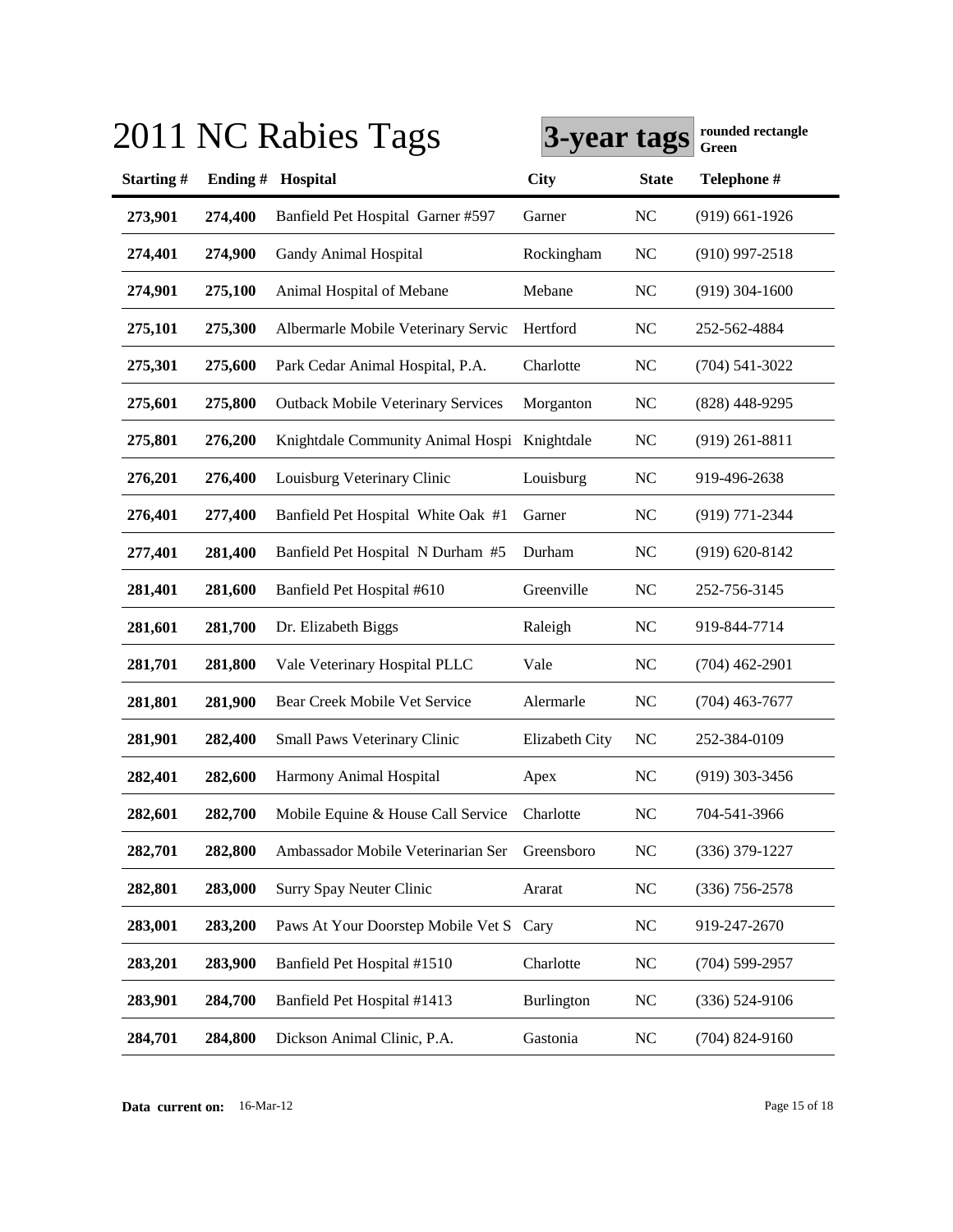# 2011 NC Rabies Tags

**3-year tags** **rounded rectangle Green**

| Starting # | Ending # | Hospital | City | State | Telephone # |
|---|---|---|---|---|---|
| 273,901 | 274,400 | Banfield Pet Hospital Garner #597 | Garner | NC | (919) 661-1926 |
| 274,401 | 274,900 | Gandy Animal Hospital | Rockingham | NC | (910) 997-2518 |
| 274,901 | 275,100 | Animal Hospital of Mebane | Mebane | NC | (919) 304-1600 |
| 275,101 | 275,300 | Albermarle Mobile Veterinary Servic | Hertford | NC | 252-562-4884 |
| 275,301 | 275,600 | Park Cedar Animal Hospital, P.A. | Charlotte | NC | (704) 541-3022 |
| 275,601 | 275,800 | Outback Mobile Veterinary Services | Morganton | NC | (828) 448-9295 |
| 275,801 | 276,200 | Knightdale Community Animal Hospi | Knightdale | NC | (919) 261-8811 |
| 276,201 | 276,400 | Louisburg Veterinary Clinic | Louisburg | NC | 919-496-2638 |
| 276,401 | 277,400 | Banfield Pet Hospital White Oak #1 | Garner | NC | (919) 771-2344 |
| 277,401 | 281,400 | Banfield Pet Hospital N Durham #5 | Durham | NC | (919) 620-8142 |
| 281,401 | 281,600 | Banfield Pet Hospital #610 | Greenville | NC | 252-756-3145 |
| 281,601 | 281,700 | Dr. Elizabeth Biggs | Raleigh | NC | 919-844-7714 |
| 281,701 | 281,800 | Vale Veterinary Hospital PLLC | Vale | NC | (704) 462-2901 |
| 281,801 | 281,900 | Bear Creek Mobile Vet Service | Alermarle | NC | (704) 463-7677 |
| 281,901 | 282,400 | Small Paws Veterinary Clinic | Elizabeth City | NC | 252-384-0109 |
| 282,401 | 282,600 | Harmony Animal Hospital | Apex | NC | (919) 303-3456 |
| 282,601 | 282,700 | Mobile Equine & House Call Service | Charlotte | NC | 704-541-3966 |
| 282,701 | 282,800 | Ambassador Mobile Veterinarian Ser | Greensboro | NC | (336) 379-1227 |
| 282,801 | 283,000 | Surry Spay Neuter Clinic | Ararat | NC | (336) 756-2578 |
| 283,001 | 283,200 | Paws At Your Doorstep Mobile Vet S | Cary | NC | 919-247-2670 |
| 283,201 | 283,900 | Banfield Pet Hospital #1510 | Charlotte | NC | (704) 599-2957 |
| 283,901 | 284,700 | Banfield Pet Hospital #1413 | Burlington | NC | (336) 524-9106 |
| 284,701 | 284,800 | Dickson Animal Clinic, P.A. | Gastonia | NC | (704) 824-9160 |

**Data current on:** 16-Mar-12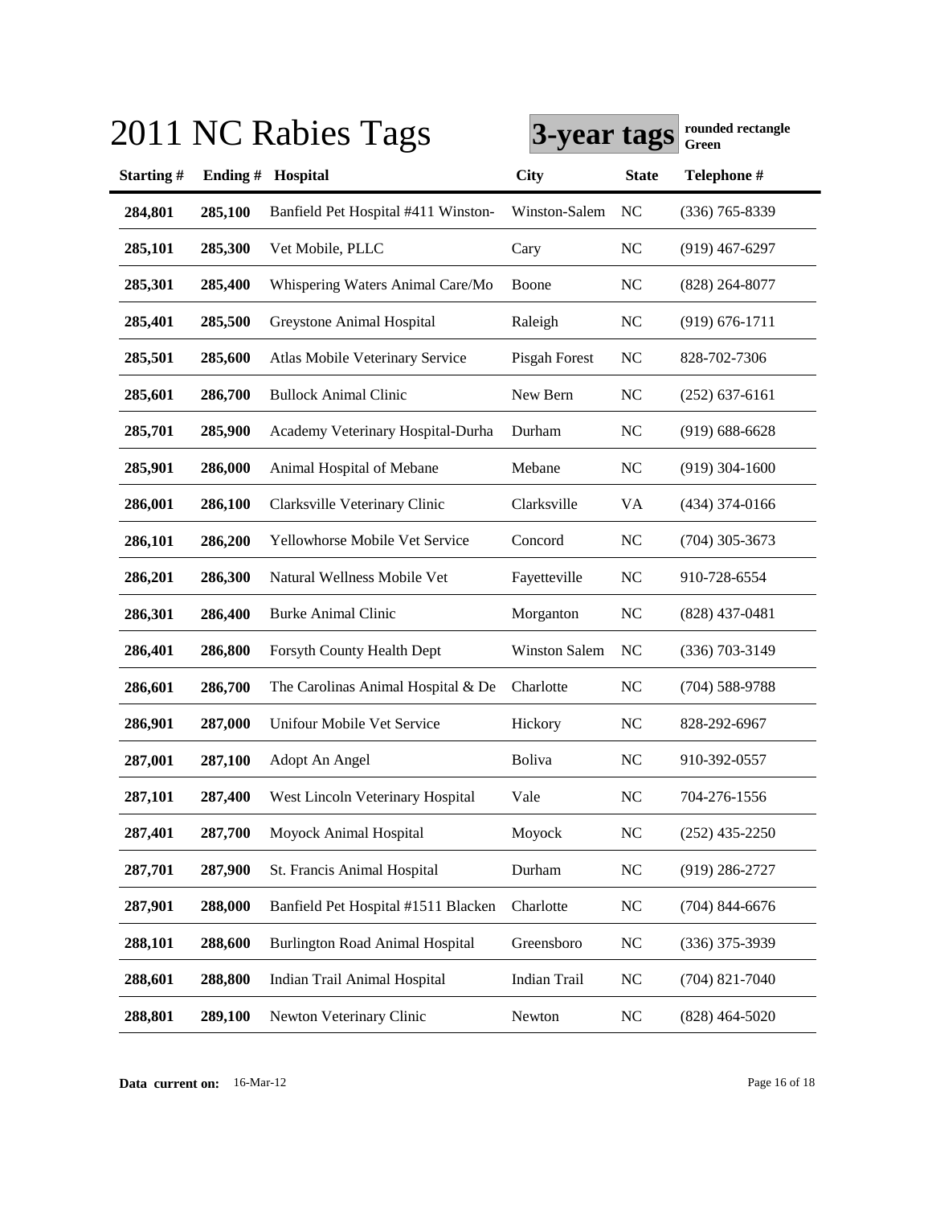# 2011 NC Rabies Tags

**3-year tags** **rounded rectangle Green**

| Starting # | Ending # | Hospital | City | State | Telephone # |
|---|---|---|---|---|---|
| **284,801** | **285,100** | Banfield Pet Hospital #411 Winston- | Winston-Salem | NC | (336) 765-8339 |
| **285,101** | **285,300** | Vet Mobile, PLLC | Cary | NC | (919) 467-6297 |
| **285,301** | **285,400** | Whispering Waters Animal Care/Mo | Boone | NC | (828) 264-8077 |
| **285,401** | **285,500** | Greystone Animal Hospital | Raleigh | NC | (919) 676-1711 |
| **285,501** | **285,600** | Atlas Mobile Veterinary Service | Pisgah Forest | NC | 828-702-7306 |
| **285,601** | **286,700** | Bullock Animal Clinic | New Bern | NC | (252) 637-6161 |
| **285,701** | **285,900** | Academy Veterinary Hospital-Durha | Durham | NC | (919) 688-6628 |
| **285,901** | **286,000** | Animal Hospital of Mebane | Mebane | NC | (919) 304-1600 |
| **286,001** | **286,100** | Clarksville Veterinary Clinic | Clarksville | VA | (434) 374-0166 |
| **286,101** | **286,200** | Yellowhorse Mobile Vet Service | Concord | NC | (704) 305-3673 |
| **286,201** | **286,300** | Natural Wellness Mobile Vet | Fayetteville | NC | 910-728-6554 |
| **286,301** | **286,400** | Burke Animal Clinic | Morganton | NC | (828) 437-0481 |
| **286,401** | **286,800** | Forsyth County Health Dept | Winston Salem | NC | (336) 703-3149 |
| **286,601** | **286,700** | The Carolinas Animal Hospital & De | Charlotte | NC | (704) 588-9788 |
| **286,901** | **287,000** | Unifour Mobile Vet Service | Hickory | NC | 828-292-6967 |
| **287,001** | **287,100** | Adopt An Angel | Boliva | NC | 910-392-0557 |
| **287,101** | **287,400** | West Lincoln Veterinary Hospital | Vale | NC | 704-276-1556 |
| **287,401** | **287,700** | Moyock Animal Hospital | Moyock | NC | (252) 435-2250 |
| **287,701** | **287,900** | St. Francis Animal Hospital | Durham | NC | (919) 286-2727 |
| **287,901** | **288,000** | Banfield Pet Hospital #1511 Blacken | Charlotte | NC | (704) 844-6676 |
| **288,101** | **288,600** | Burlington Road Animal Hospital | Greensboro | NC | (336) 375-3939 |
| **288,601** | **288,800** | Indian Trail Animal Hospital | Indian Trail | NC | (704) 821-7040 |
| **288,801** | **289,100** | Newton Veterinary Clinic | Newton | NC | (828) 464-5020 |

**Data current on:** 16-Mar-12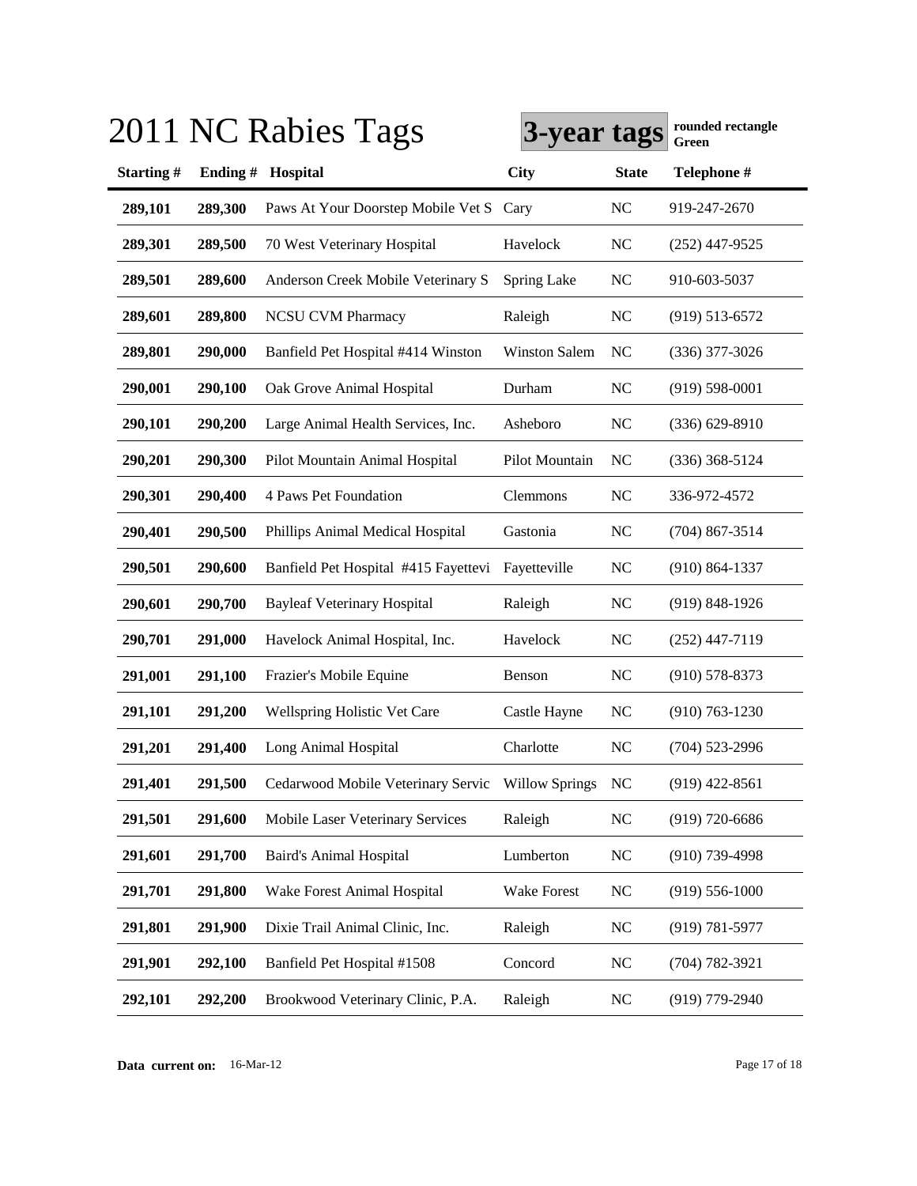# 2011 NC Rabies Tags

**3-year tags** **rounded rectangle Green**

| Starting # | Ending # | Hospital | City | State | Telephone # |
|---|---|---|---|---|---|
| 289,101 | 289,300 | Paws At Your Doorstep Mobile Vet S | Cary | NC | 919-247-2670 |
| 289,301 | 289,500 | 70 West Veterinary Hospital | Havelock | NC | (252) 447-9525 |
| 289,501 | 289,600 | Anderson Creek Mobile Veterinary S | Spring Lake | NC | 910-603-5037 |
| 289,601 | 289,800 | NCSU CVM Pharmacy | Raleigh | NC | (919) 513-6572 |
| 289,801 | 290,000 | Banfield Pet Hospital #414 Winston | Winston Salem | NC | (336) 377-3026 |
| 290,001 | 290,100 | Oak Grove Animal Hospital | Durham | NC | (919) 598-0001 |
| 290,101 | 290,200 | Large Animal Health Services, Inc. | Asheboro | NC | (336) 629-8910 |
| 290,201 | 290,300 | Pilot Mountain Animal Hospital | Pilot Mountain | NC | (336) 368-5124 |
| 290,301 | 290,400 | 4 Paws Pet Foundation | Clemmons | NC | 336-972-4572 |
| 290,401 | 290,500 | Phillips Animal Medical Hospital | Gastonia | NC | (704) 867-3514 |
| 290,501 | 290,600 | Banfield Pet Hospital #415 Fayettevi | Fayetteville | NC | (910) 864-1337 |
| 290,601 | 290,700 | Bayleaf Veterinary Hospital | Raleigh | NC | (919) 848-1926 |
| 290,701 | 291,000 | Havelock Animal Hospital, Inc. | Havelock | NC | (252) 447-7119 |
| 291,001 | 291,100 | Frazier's Mobile Equine | Benson | NC | (910) 578-8373 |
| 291,101 | 291,200 | Wellspring Holistic Vet Care | Castle Hayne | NC | (910) 763-1230 |
| 291,201 | 291,400 | Long Animal Hospital | Charlotte | NC | (704) 523-2996 |
| 291,401 | 291,500 | Cedarwood Mobile Veterinary Servic | Willow Springs | NC | (919) 422-8561 |
| 291,501 | 291,600 | Mobile Laser Veterinary Services | Raleigh | NC | (919) 720-6686 |
| 291,601 | 291,700 | Baird's Animal Hospital | Lumberton | NC | (910) 739-4998 |
| 291,701 | 291,800 | Wake Forest Animal Hospital | Wake Forest | NC | (919) 556-1000 |
| 291,801 | 291,900 | Dixie Trail Animal Clinic, Inc. | Raleigh | NC | (919) 781-5977 |
| 291,901 | 292,100 | Banfield Pet Hospital #1508 | Concord | NC | (704) 782-3921 |
| 292,101 | 292,200 | Brookwood Veterinary Clinic, P.A. | Raleigh | NC | (919) 779-2940 |

**Data current on:** 16-Mar-12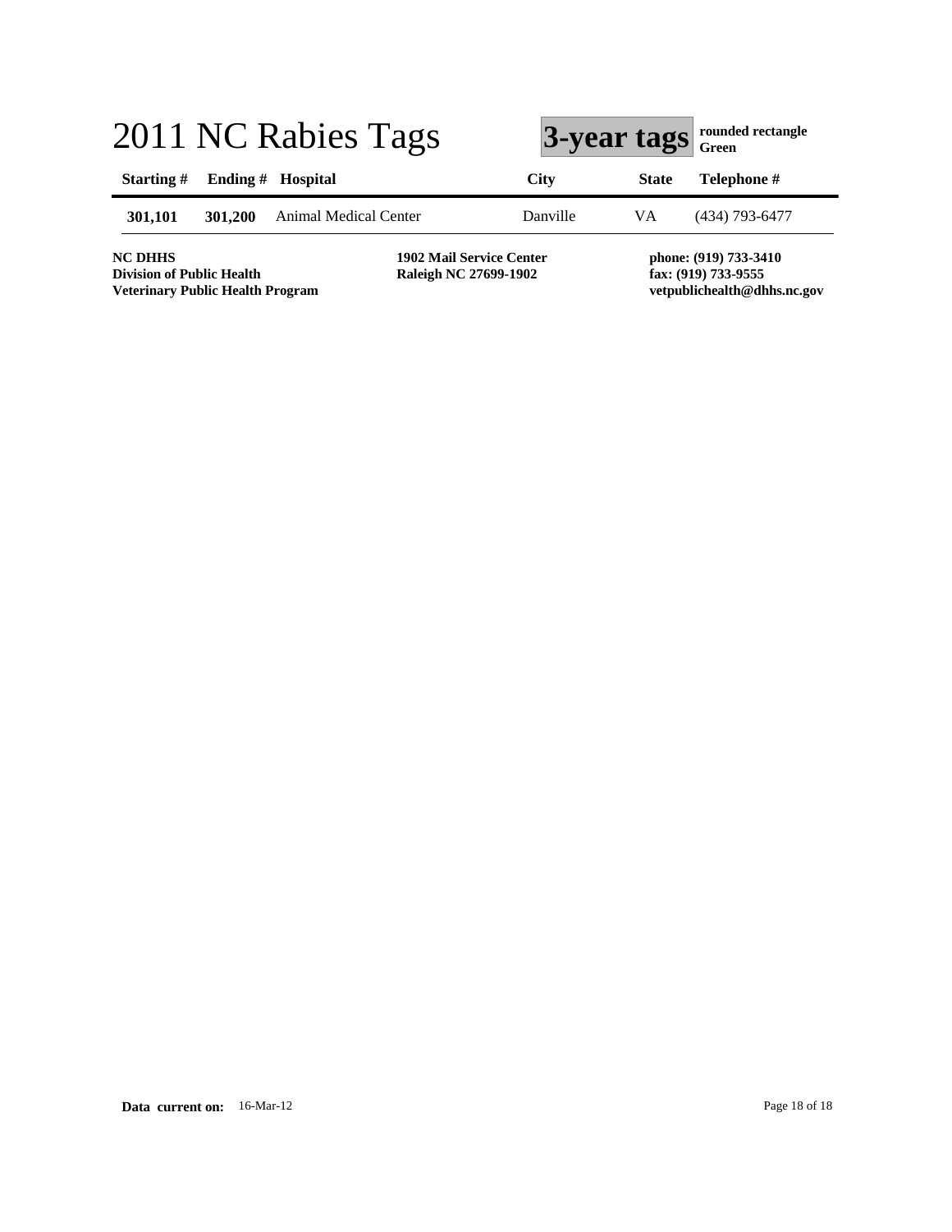# 2011 NC Rabies Tags

**3-year tags** **rounded rectangle Green**

| Starting # | Ending # | Hospital | City | State | Telephone # |
|---|---|---|---|---|---|
| **301,101** | **301,200** | Animal Medical Center | Danville | VA | (434) 793-6477 |

**NC DHHS**
**Division of Public Health**
**Veterinary Public Health Program**

**1902 Mail Service Center**
**Raleigh NC 27699-1902**

**phone: (919) 733-3410**
**fax: (919) 733-9555**
**vetpublichealth@dhhs.nc.gov**

**Data current on:** 16-Mar-12